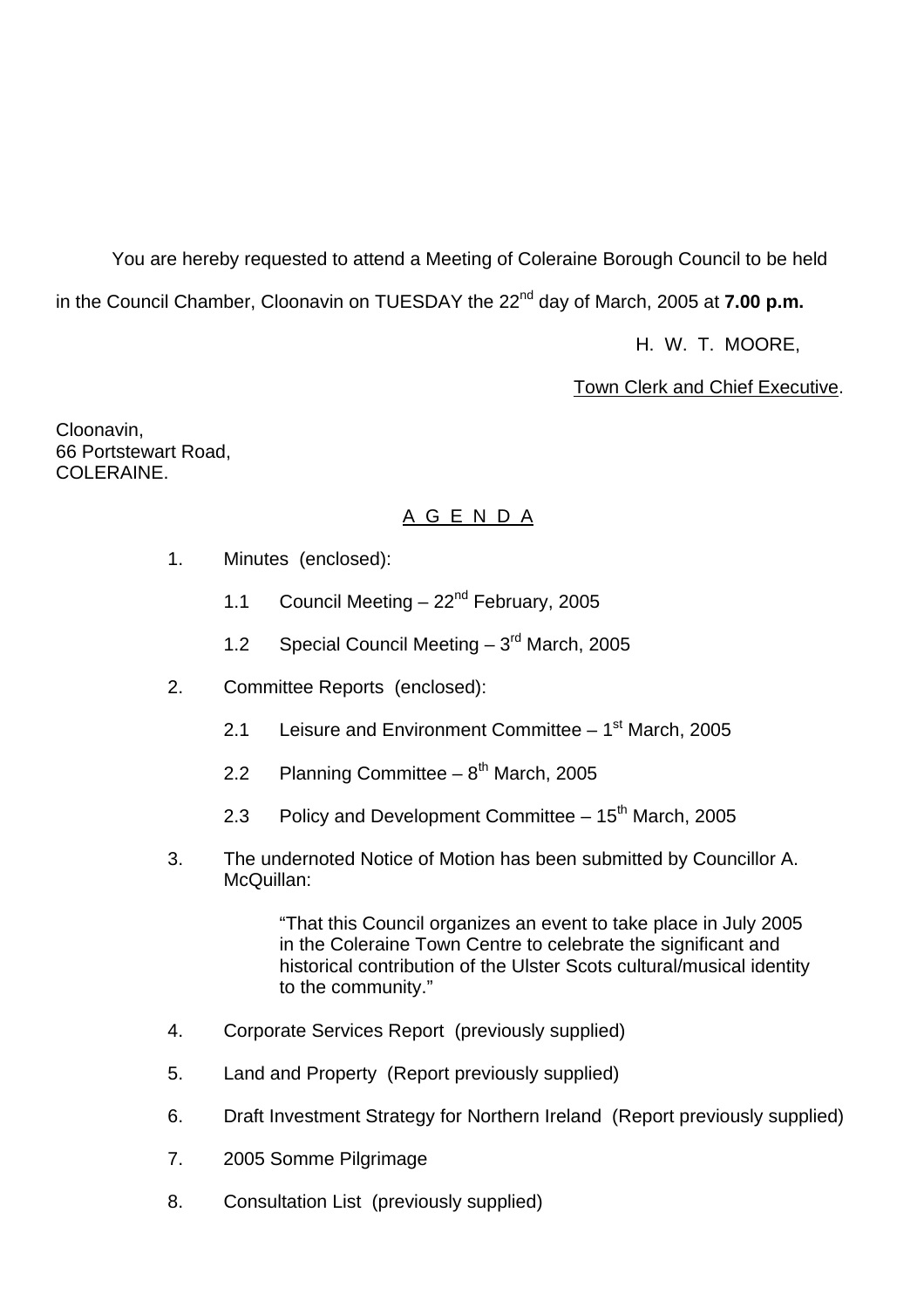You are hereby requested to attend a Meeting of Coleraine Borough Council to be held in the Council Chamber, Cloonavin on TUESDAY the 22nd day of March, 2005 at **7.00 p.m.**

H. W. T. MOORE,

Town Clerk and Chief Executive.

Cloonavin,
66 Portstewart Road,
COLERAINE.

## A G E N D A

1. Minutes (enclosed):

   1.1 Council Meeting – 22nd February, 2005

   1.2 Special Council Meeting – 3rd March, 2005

2. Committee Reports (enclosed):

   2.1 Leisure and Environment Committee – 1st March, 2005

   2.2 Planning Committee – 8th March, 2005

   2.3 Policy and Development Committee – 15th March, 2005

3. The undernoted Notice of Motion has been submitted by Councillor A. McQuillan:

   "That this Council organizes an event to take place in July 2005 in the Coleraine Town Centre to celebrate the significant and historical contribution of the Ulster Scots cultural/musical identity to the community."

4. Corporate Services Report (previously supplied)

5. Land and Property (Report previously supplied)

6. Draft Investment Strategy for Northern Ireland (Report previously supplied)

7. 2005 Somme Pilgrimage

8. Consultation List (previously supplied)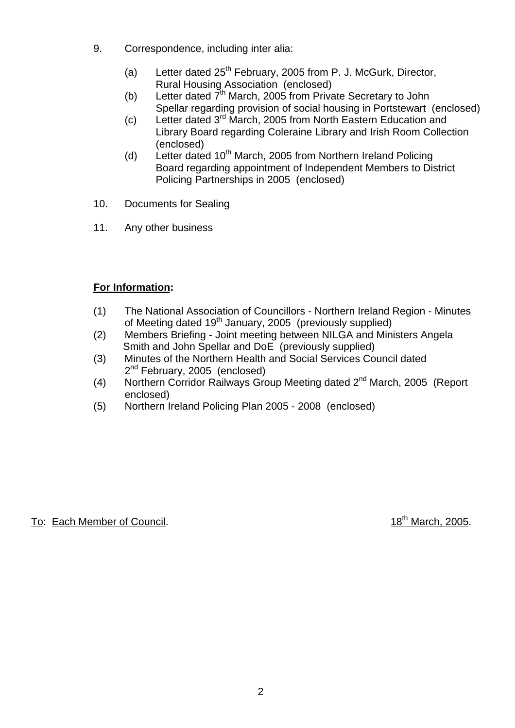9. Correspondence, including inter alia:

   (a) Letter dated 25th February, 2005 from P. J. McGurk, Director, Rural Housing Association (enclosed)
   (b) Letter dated 7th March, 2005 from Private Secretary to John Spellar regarding provision of social housing in Portstewart (enclosed)
   (c) Letter dated 3rd March, 2005 from North Eastern Education and Library Board regarding Coleraine Library and Irish Room Collection (enclosed)
   (d) Letter dated 10th March, 2005 from Northern Ireland Policing Board regarding appointment of Independent Members to District Policing Partnerships in 2005 (enclosed)

10. Documents for Sealing

11. Any other business

**For Information:**

(1) The National Association of Councillors - Northern Ireland Region - Minutes of Meeting dated 19th January, 2005 (previously supplied)
(2) Members Briefing - Joint meeting between NILGA and Ministers Angela Smith and John Spellar and DoE (previously supplied)
(3) Minutes of the Northern Health and Social Services Council dated 2nd February, 2005 (enclosed)
(4) Northern Corridor Railways Group Meeting dated 2nd March, 2005 (Report enclosed)
(5) Northern Ireland Policing Plan 2005 - 2008 (enclosed)

To: Each Member of Council. 18th March, 2005.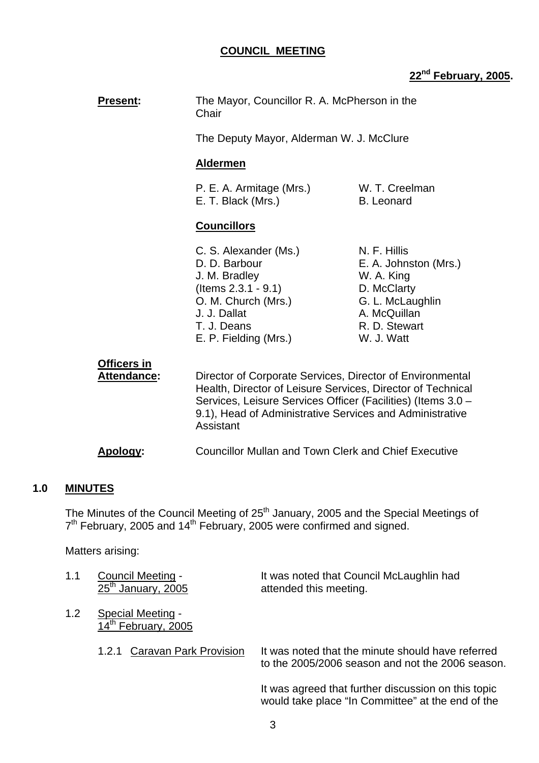**COUNCIL MEETING**

**22nd February, 2005.**

**Present:** The Mayor, Councillor R. A. McPherson in the Chair

The Deputy Mayor, Alderman W. J. McClure

**Aldermen**

P. E. A. Armitage (Mrs.)
W. T. Creelman
E. T. Black (Mrs.)
B. Leonard

**Councillors**

C. S. Alexander (Ms.)
D. D. Barbour
J. M. Bradley (Items 2.3.1 - 9.1)
O. M. Church (Mrs.)
J. J. Dallat
T. J. Deans
E. P. Fielding (Mrs.)
N. F. Hillis
E. A. Johnston (Mrs.)
W. A. King
D. McClarty
G. L. McLaughlin
A. McQuillan
R. D. Stewart
W. J. Watt

**Officers in Attendance:** Director of Corporate Services, Director of Environmental Health, Director of Leisure Services, Director of Technical Services, Leisure Services Officer (Facilities) (Items 3.0 – 9.1), Head of Administrative Services and Administrative Assistant

**Apology:** Councillor Mullan and Town Clerk and Chief Executive

## 1.0 MINUTES

The Minutes of the Council Meeting of 25th January, 2005 and the Special Meetings of 7th February, 2005 and 14th February, 2005 were confirmed and signed.

Matters arising:

1.1 Council Meeting - 25th January, 2005

It was noted that Council McLaughlin had attended this meeting.

1.2 Special Meeting - 14th February, 2005

1.2.1 Caravan Park Provision

It was noted that the minute should have referred to the 2005/2006 season and not the 2006 season.

It was agreed that further discussion on this topic would take place "In Committee" at the end of the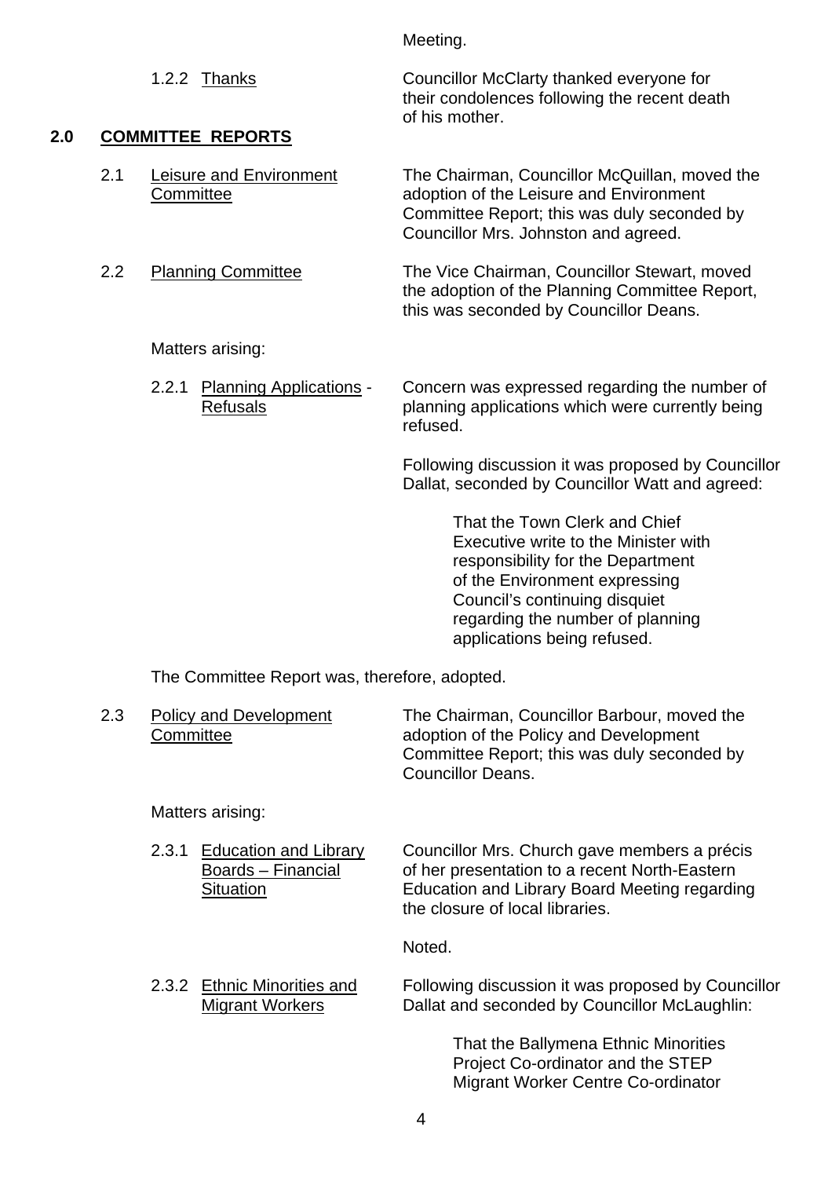Meeting.

1.2.2 Thanks

Councillor McClarty thanked everyone for their condolences following the recent death of his mother.

## 2.0 COMMITTEE REPORTS

2.1 Leisure and Environment Committee

The Chairman, Councillor McQuillan, moved the adoption of the Leisure and Environment Committee Report; this was duly seconded by Councillor Mrs. Johnston and agreed.

2.2 Planning Committee

The Vice Chairman, Councillor Stewart, moved the adoption of the Planning Committee Report, this was seconded by Councillor Deans.

Matters arising:

2.2.1 Planning Applications - Refusals

Concern was expressed regarding the number of planning applications which were currently being refused.

Following discussion it was proposed by Councillor Dallat, seconded by Councillor Watt and agreed:

> That the Town Clerk and Chief Executive write to the Minister with responsibility for the Department of the Environment expressing Council's continuing disquiet regarding the number of planning applications being refused.

The Committee Report was, therefore, adopted.

2.3 Policy and Development Committee

The Chairman, Councillor Barbour, moved the adoption of the Policy and Development Committee Report; this was duly seconded by Councillor Deans.

Matters arising:

2.3.1 Education and Library Boards – Financial Situation

Councillor Mrs. Church gave members a précis of her presentation to a recent North-Eastern Education and Library Board Meeting regarding the closure of local libraries.

Noted.

2.3.2 Ethnic Minorities and Migrant Workers

Following discussion it was proposed by Councillor Dallat and seconded by Councillor McLaughlin:

> That the Ballymena Ethnic Minorities Project Co-ordinator and the STEP Migrant Worker Centre Co-ordinator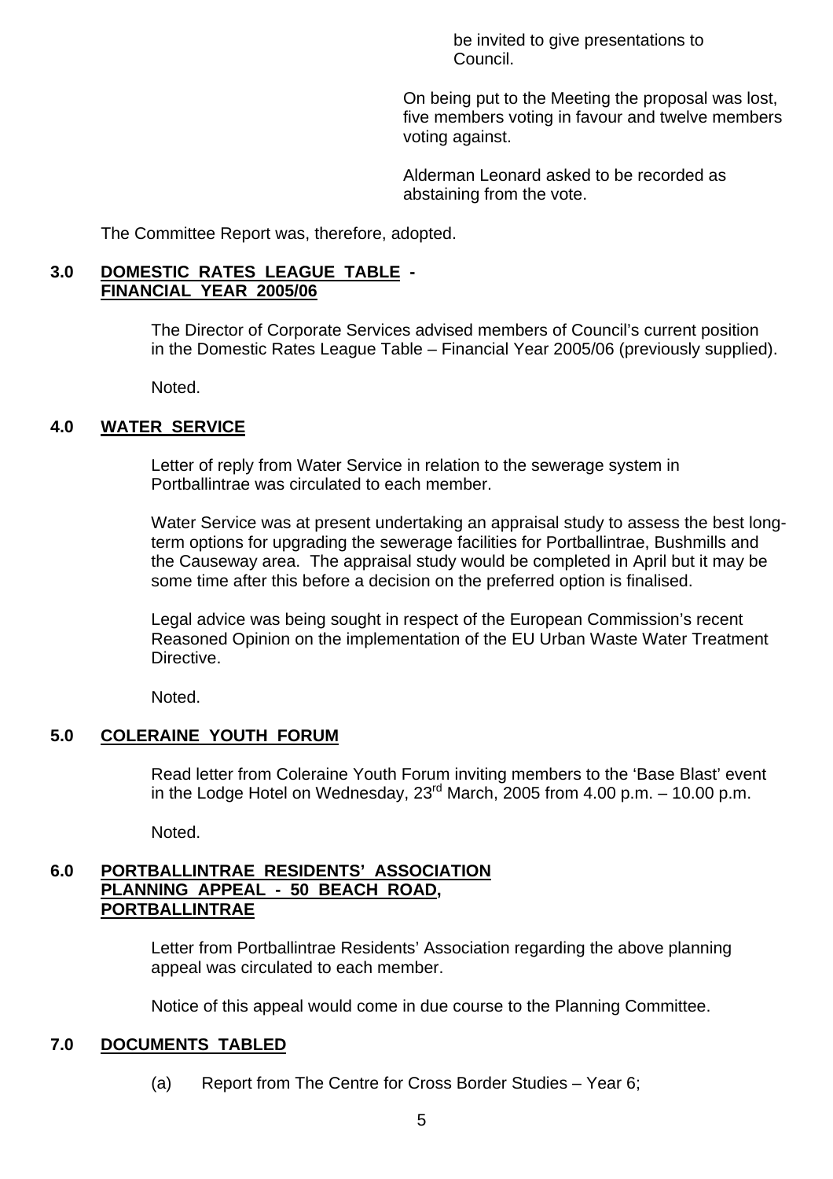be invited to give presentations to Council.

On being put to the Meeting the proposal was lost, five members voting in favour and twelve members voting against.

Alderman Leonard asked to be recorded as abstaining from the vote.

The Committee Report was, therefore, adopted.

## 3.0 DOMESTIC RATES LEAGUE TABLE - FINANCIAL YEAR 2005/06

The Director of Corporate Services advised members of Council's current position in the Domestic Rates League Table – Financial Year 2005/06 (previously supplied).

Noted.

## 4.0 WATER SERVICE

Letter of reply from Water Service in relation to the sewerage system in Portballintrae was circulated to each member.

Water Service was at present undertaking an appraisal study to assess the best long-term options for upgrading the sewerage facilities for Portballintrae, Bushmills and the Causeway area. The appraisal study would be completed in April but it may be some time after this before a decision on the preferred option is finalised.

Legal advice was being sought in respect of the European Commission's recent Reasoned Opinion on the implementation of the EU Urban Waste Water Treatment Directive.

Noted.

## 5.0 COLERAINE YOUTH FORUM

Read letter from Coleraine Youth Forum inviting members to the 'Base Blast' event in the Lodge Hotel on Wednesday, 23rd March, 2005 from 4.00 p.m. – 10.00 p.m.

Noted.

## 6.0 PORTBALLINTRAE RESIDENTS' ASSOCIATION PLANNING APPEAL - 50 BEACH ROAD, PORTBALLINTRAE

Letter from Portballintrae Residents' Association regarding the above planning appeal was circulated to each member.

Notice of this appeal would come in due course to the Planning Committee.

## 7.0 DOCUMENTS TABLED

(a) Report from The Centre for Cross Border Studies – Year 6;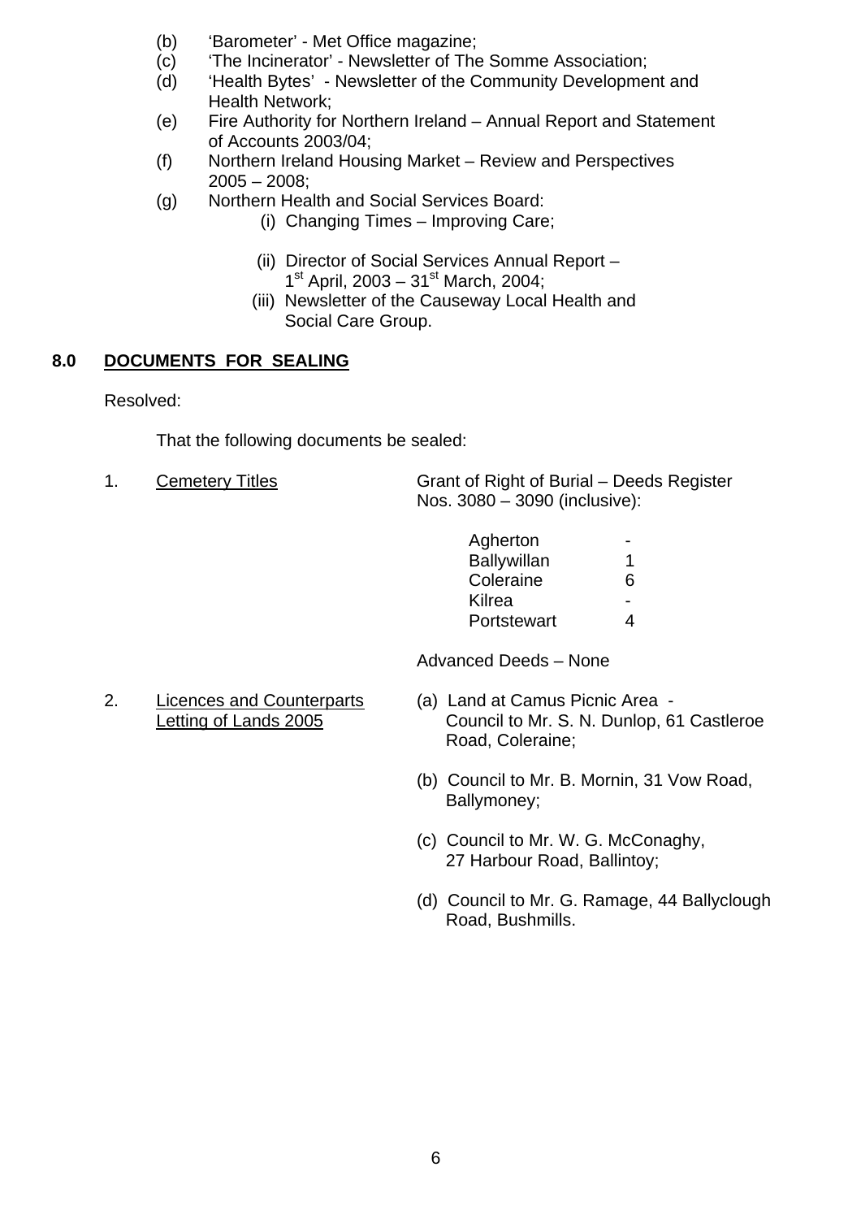(b) 'Barometer' - Met Office magazine;
(c) 'The Incinerator' - Newsletter of The Somme Association;
(d) 'Health Bytes' - Newsletter of the Community Development and Health Network;
(e) Fire Authority for Northern Ireland – Annual Report and Statement of Accounts 2003/04;
(f) Northern Ireland Housing Market – Review and Perspectives 2005 – 2008;
(g) Northern Health and Social Services Board:
    (i) Changing Times – Improving Care;
    (ii) Director of Social Services Annual Report – 1st April, 2003 – 31st March, 2004;
    (iii) Newsletter of the Causeway Local Health and Social Care Group.

## 8.0 DOCUMENTS FOR SEALING

Resolved:

That the following documents be sealed:

1. Cemetery Titles — Grant of Right of Burial – Deeds Register Nos. 3080 – 3090 (inclusive):

| | |
|---|---|
| Agherton | - |
| Ballywillan | 1 |
| Coleraine | 6 |
| Kilrea | - |
| Portstewart | 4 |

Advanced Deeds – None

2. Licences and Counterparts Letting of Lands 2005
   - (a) Land at Camus Picnic Area - Council to Mr. S. N. Dunlop, 61 Castleroe Road, Coleraine;
   - (b) Council to Mr. B. Mornin, 31 Vow Road, Ballymoney;
   - (c) Council to Mr. W. G. McConaghy, 27 Harbour Road, Ballintoy;
   - (d) Council to Mr. G. Ramage, 44 Ballyclough Road, Bushmills.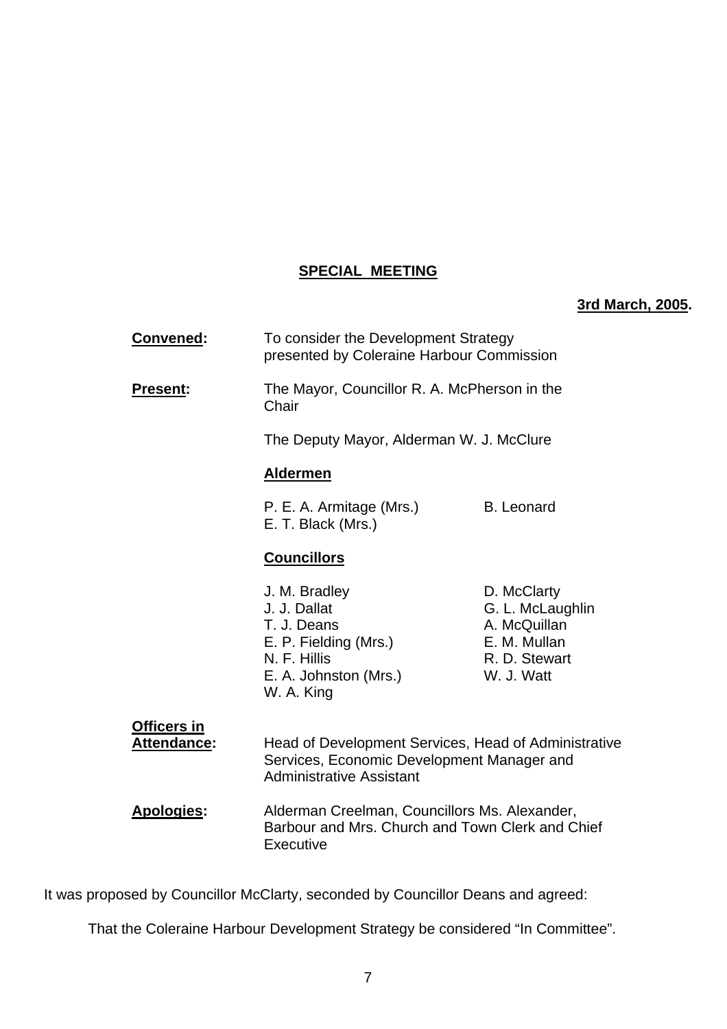## SPECIAL MEETING

**3rd March, 2005.**

**Convened:** To consider the Development Strategy presented by Coleraine Harbour Commission

**Present:** The Mayor, Councillor R. A. McPherson in the Chair

The Deputy Mayor, Alderman W. J. McClure

**Aldermen**

P. E. A. Armitage (Mrs.)
B. Leonard
E. T. Black (Mrs.)

**Councillors**

J. M. Bradley
J. J. Dallat
T. J. Deans
E. P. Fielding (Mrs.)
N. F. Hillis
E. A. Johnston (Mrs.)
W. A. King
D. McClarty
G. L. McLaughlin
A. McQuillan
E. M. Mullan
R. D. Stewart
W. J. Watt

**Officers in Attendance:** Head of Development Services, Head of Administrative Services, Economic Development Manager and Administrative Assistant

**Apologies:** Alderman Creelman, Councillors Ms. Alexander, Barbour and Mrs. Church and Town Clerk and Chief Executive

It was proposed by Councillor McClarty, seconded by Councillor Deans and agreed:

That the Coleraine Harbour Development Strategy be considered "In Committee".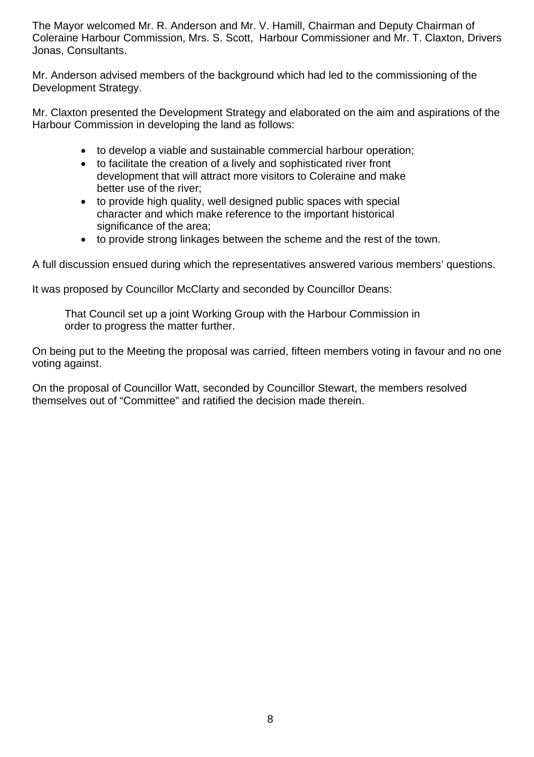The Mayor welcomed Mr. R. Anderson and Mr. V. Hamill, Chairman and Deputy Chairman of Coleraine Harbour Commission, Mrs. S. Scott, Harbour Commissioner and Mr. T. Claxton, Drivers Jonas, Consultants.

Mr. Anderson advised members of the background which had led to the commissioning of the Development Strategy.

Mr. Claxton presented the Development Strategy and elaborated on the aim and aspirations of the Harbour Commission in developing the land as follows:

- to develop a viable and sustainable commercial harbour operation;
- to facilitate the creation of a lively and sophisticated river front development that will attract more visitors to Coleraine and make better use of the river;
- to provide high quality, well designed public spaces with special character and which make reference to the important historical significance of the area;
- to provide strong linkages between the scheme and the rest of the town.

A full discussion ensued during which the representatives answered various members' questions.

It was proposed by Councillor McClarty and seconded by Councillor Deans:

> That Council set up a joint Working Group with the Harbour Commission in order to progress the matter further.

On being put to the Meeting the proposal was carried, fifteen members voting in favour and no one voting against.

On the proposal of Councillor Watt, seconded by Councillor Stewart, the members resolved themselves out of "Committee" and ratified the decision made therein.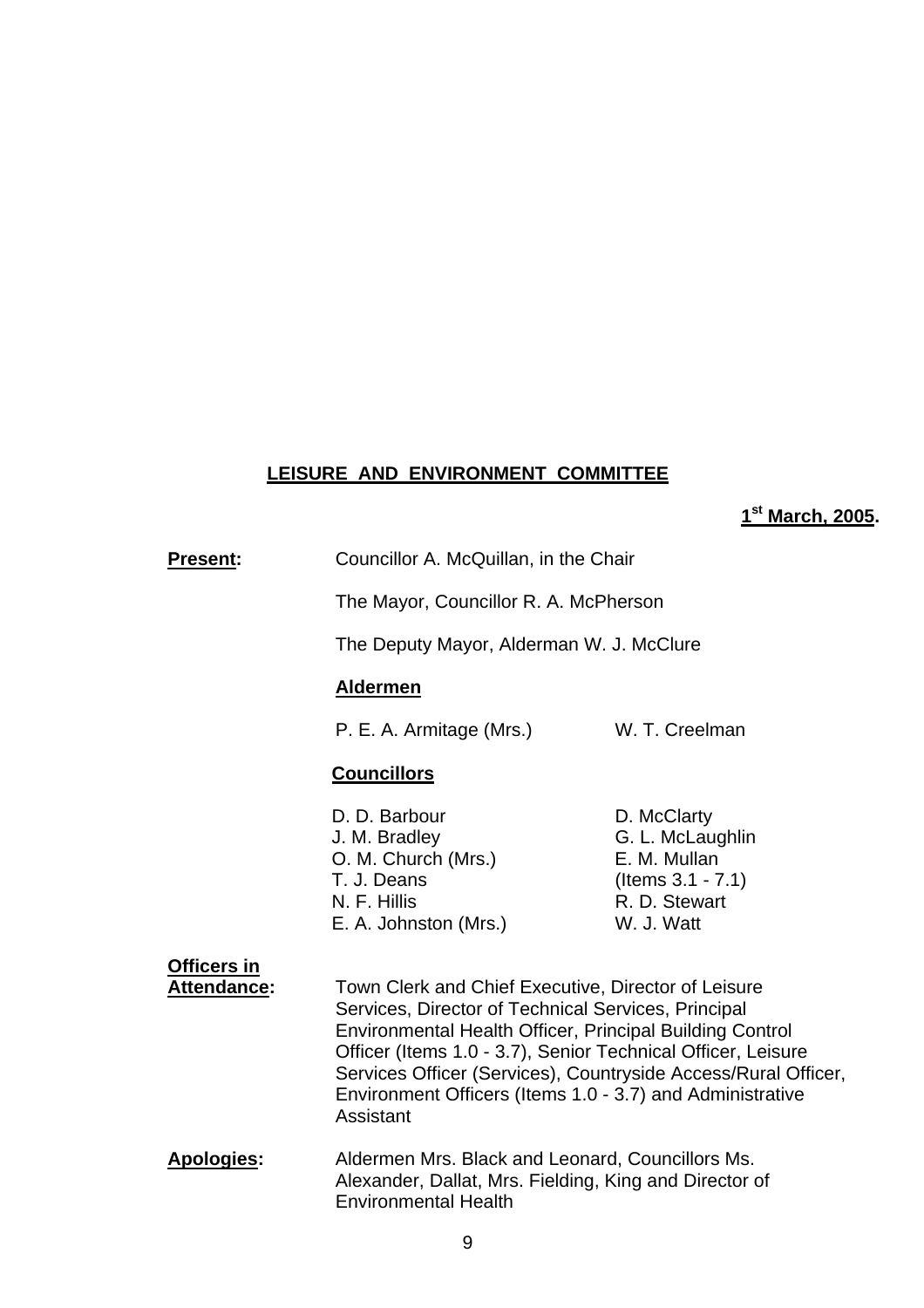**LEISURE AND ENVIRONMENT COMMITTEE**

**1st March, 2005.**

**Present:** Councillor A. McQuillan, in the Chair

The Mayor, Councillor R. A. McPherson

The Deputy Mayor, Alderman W. J. McClure

**Aldermen**

P. E. A. Armitage (Mrs.)
W. T. Creelman

**Councillors**

D. D. Barbour
J. M. Bradley
O. M. Church (Mrs.)
T. J. Deans
N. F. Hillis
E. A. Johnston (Mrs.)
D. McClarty
G. L. McLaughlin
E. M. Mullan (Items 3.1 - 7.1)
R. D. Stewart
W. J. Watt

**Officers in Attendance:** Town Clerk and Chief Executive, Director of Leisure Services, Director of Technical Services, Principal Environmental Health Officer, Principal Building Control Officer (Items 1.0 - 3.7), Senior Technical Officer, Leisure Services Officer (Services), Countryside Access/Rural Officer, Environment Officers (Items 1.0 - 3.7) and Administrative Assistant

**Apologies:** Aldermen Mrs. Black and Leonard, Councillors Ms. Alexander, Dallat, Mrs. Fielding, King and Director of Environmental Health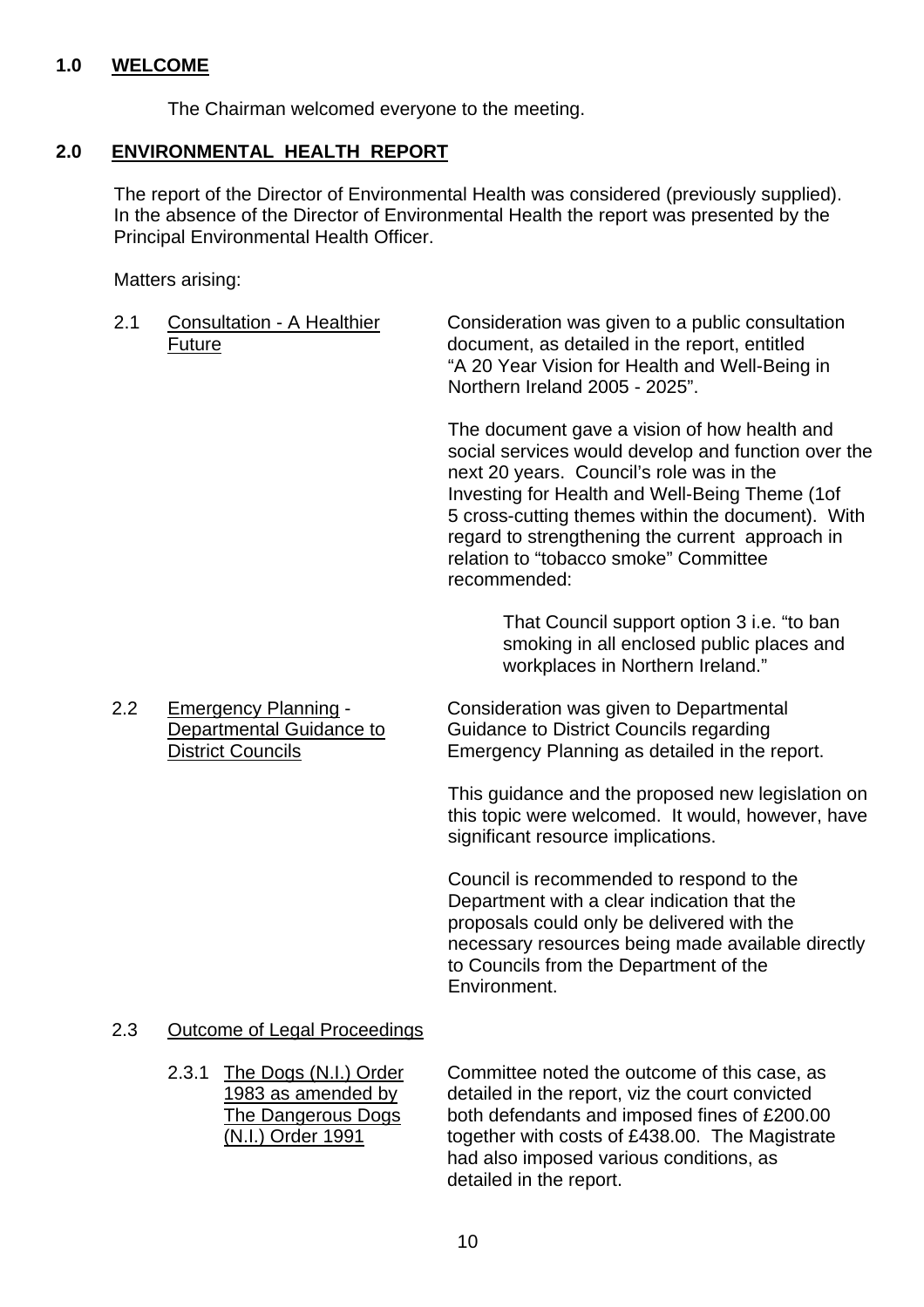## 1.0 WELCOME

The Chairman welcomed everyone to the meeting.

## 2.0 ENVIRONMENTAL HEALTH REPORT

The report of the Director of Environmental Health was considered (previously supplied). In the absence of the Director of Environmental Health the report was presented by the Principal Environmental Health Officer.

Matters arising:

### 2.1 Consultation - A Healthier Future

Consideration was given to a public consultation document, as detailed in the report, entitled "A 20 Year Vision for Health and Well-Being in Northern Ireland 2005 - 2025".

The document gave a vision of how health and social services would develop and function over the next 20 years. Council's role was in the Investing for Health and Well-Being Theme (1of 5 cross-cutting themes within the document). With regard to strengthening the current approach in relation to "tobacco smoke" Committee recommended:

> That Council support option 3 i.e. "to ban smoking in all enclosed public places and workplaces in Northern Ireland."

### 2.2 Emergency Planning - Departmental Guidance to District Councils

Consideration was given to Departmental Guidance to District Councils regarding Emergency Planning as detailed in the report.

This guidance and the proposed new legislation on this topic were welcomed. It would, however, have significant resource implications.

Council is recommended to respond to the Department with a clear indication that the proposals could only be delivered with the necessary resources being made available directly to Councils from the Department of the Environment.

### 2.3 Outcome of Legal Proceedings

#### 2.3.1 The Dogs (N.I.) Order 1983 as amended by The Dangerous Dogs (N.I.) Order 1991

Committee noted the outcome of this case, as detailed in the report, viz the court convicted both defendants and imposed fines of £200.00 together with costs of £438.00. The Magistrate had also imposed various conditions, as detailed in the report.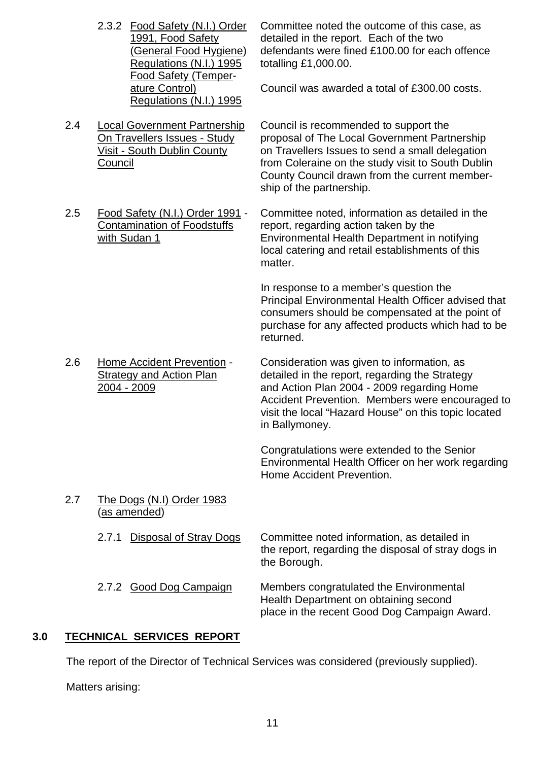2.3.2 Food Safety (N.I.) Order 1991, Food Safety (General Food Hygiene) Regulations (N.I.) 1995 Food Safety (Temperature Control) Regulations (N.I.) 1995

Committee noted the outcome of this case, as detailed in the report. Each of the two defendants were fined £100.00 for each offence totalling £1,000.00.

Council was awarded a total of £300.00 costs.

2.4 Local Government Partnership On Travellers Issues - Study Visit - South Dublin County Council

Council is recommended to support the proposal of The Local Government Partnership on Travellers Issues to send a small delegation from Coleraine on the study visit to South Dublin County Council drawn from the current membership of the partnership.

2.5 Food Safety (N.I.) Order 1991 - Contamination of Foodstuffs with Sudan 1

Committee noted, information as detailed in the report, regarding action taken by the Environmental Health Department in notifying local catering and retail establishments of this matter.

In response to a member's question the Principal Environmental Health Officer advised that consumers should be compensated at the point of purchase for any affected products which had to be returned.

2.6 Home Accident Prevention - Strategy and Action Plan 2004 - 2009

Consideration was given to information, as detailed in the report, regarding the Strategy and Action Plan 2004 - 2009 regarding Home Accident Prevention. Members were encouraged to visit the local "Hazard House" on this topic located in Ballymoney.

Congratulations were extended to the Senior Environmental Health Officer on her work regarding Home Accident Prevention.

2.7 The Dogs (N.I) Order 1983 (as amended)

2.7.1 Disposal of Stray Dogs

Committee noted information, as detailed in the report, regarding the disposal of stray dogs in the Borough.

2.7.2 Good Dog Campaign

Members congratulated the Environmental Health Department on obtaining second place in the recent Good Dog Campaign Award.

## 3.0 TECHNICAL SERVICES REPORT

The report of the Director of Technical Services was considered (previously supplied).

Matters arising: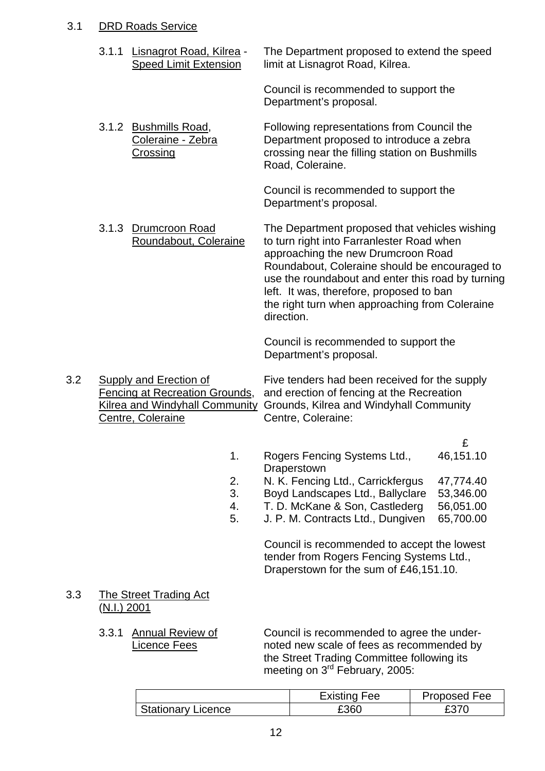3.1 <u>DRD Roads Service</u>

3.1.1 <u>Lisnagrot Road, Kilrea - Speed Limit Extension</u>

The Department proposed to extend the speed limit at Lisnagrot Road, Kilrea.

Council is recommended to support the Department's proposal.

3.1.2 <u>Bushmills Road, Coleraine - Zebra Crossing</u>

Following representations from Council the Department proposed to introduce a zebra crossing near the filling station on Bushmills Road, Coleraine.

Council is recommended to support the Department's proposal.

3.1.3 <u>Drumcroon Road Roundabout, Coleraine</u>

The Department proposed that vehicles wishing to turn right into Farranlester Road when approaching the new Drumcroon Road Roundabout, Coleraine should be encouraged to use the roundabout and enter this road by turning left. It was, therefore, proposed to ban the right turn when approaching from Coleraine direction.

Council is recommended to support the Department's proposal.

3.2 <u>Supply and Erection of Fencing at Recreation Grounds, Kilrea and Windyhall Community Centre, Coleraine</u>

Five tenders had been received for the supply and erection of fencing at the Recreation Grounds, Kilrea and Windyhall Community Centre, Coleraine:

| | | £ |
|---|---|---|
| 1. | Rogers Fencing Systems Ltd., Draperstown | 46,151.10 |
| 2. | N. K. Fencing Ltd., Carrickfergus | 47,774.40 |
| 3. | Boyd Landscapes Ltd., Ballyclare | 53,346.00 |
| 4. | T. D. McKane & Son, Castlederg | 56,051.00 |
| 5. | J. P. M. Contracts Ltd., Dungiven | 65,700.00 |

Council is recommended to accept the lowest tender from Rogers Fencing Systems Ltd., Draperstown for the sum of £46,151.10.

3.3 <u>The Street Trading Act (N.I.) 2001</u>

3.3.1 <u>Annual Review of Licence Fees</u>

Council is recommended to agree the under-noted new scale of fees as recommended by the Street Trading Committee following its meeting on 3rd February, 2005:

| | Existing Fee | Proposed Fee |
|---|---|---|
| Stationary Licence | £360 | £370 |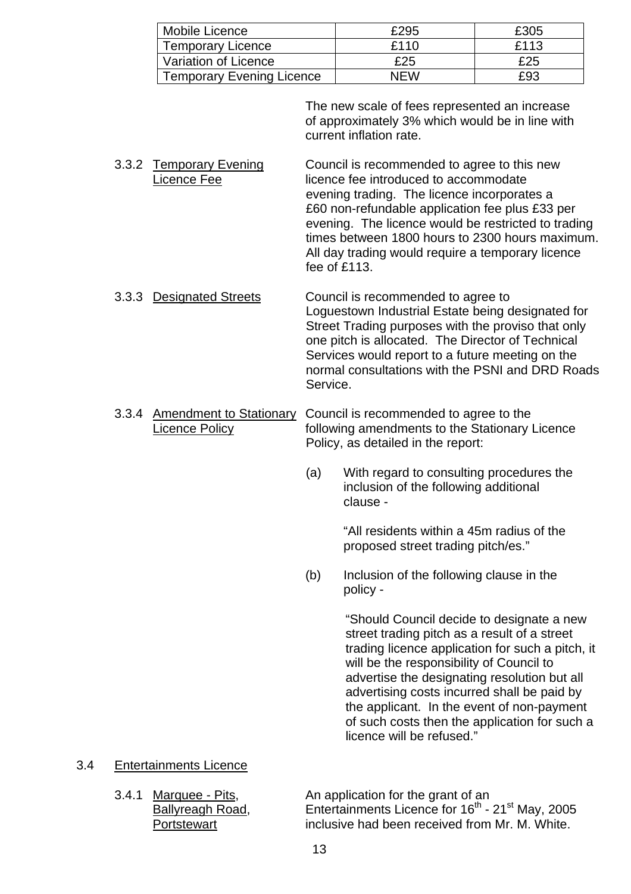| Mobile Licence | £295 | £305 |
|---|---|---|
| Temporary Licence | £110 | £113 |
| Variation of Licence | £25 | £25 |
| Temporary Evening Licence | NEW | £93 |

The new scale of fees represented an increase of approximately 3% which would be in line with current inflation rate.

3.3.2 Temporary Evening Licence Fee

Council is recommended to agree to this new licence fee introduced to accommodate evening trading. The licence incorporates a £60 non-refundable application fee plus £33 per evening. The licence would be restricted to trading times between 1800 hours to 2300 hours maximum. All day trading would require a temporary licence fee of £113.

3.3.3 Designated Streets

Council is recommended to agree to Loguestown Industrial Estate being designated for Street Trading purposes with the proviso that only one pitch is allocated. The Director of Technical Services would report to a future meeting on the normal consultations with the PSNI and DRD Roads Service.

3.3.4 Amendment to Stationary Licence Policy

Council is recommended to agree to the following amendments to the Stationary Licence Policy, as detailed in the report:

(a) With regard to consulting procedures the inclusion of the following additional clause -

"All residents within a 45m radius of the proposed street trading pitch/es."

(b) Inclusion of the following clause in the policy -

"Should Council decide to designate a new street trading pitch as a result of a street trading licence application for such a pitch, it will be the responsibility of Council to advertise the designating resolution but all advertising costs incurred shall be paid by the applicant. In the event of non-payment of such costs then the application for such a licence will be refused."

3.4 Entertainments Licence

3.4.1 Marquee - Pits, Ballyreagh Road, Portstewart

An application for the grant of an Entertainments Licence for 16th - 21st May, 2005 inclusive had been received from Mr. M. White.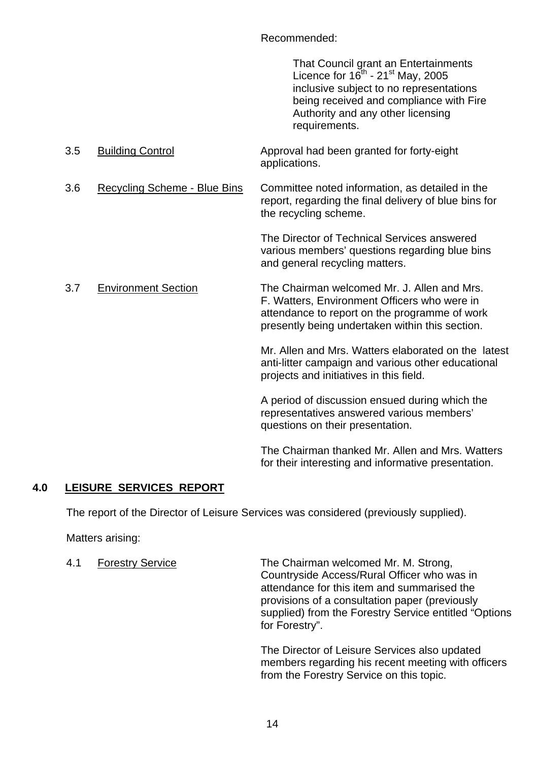Recommended:

> That Council grant an Entertainments Licence for 16th - 21st May, 2005 inclusive subject to no representations being received and compliance with Fire Authority and any other licensing requirements.

3.5 Building Control

Approval had been granted for forty-eight applications.

3.6 Recycling Scheme - Blue Bins

Committee noted information, as detailed in the report, regarding the final delivery of blue bins for the recycling scheme.

The Director of Technical Services answered various members' questions regarding blue bins and general recycling matters.

3.7 Environment Section

The Chairman welcomed Mr. J. Allen and Mrs. F. Watters, Environment Officers who were in attendance to report on the programme of work presently being undertaken within this section.

Mr. Allen and Mrs. Watters elaborated on the latest anti-litter campaign and various other educational projects and initiatives in this field.

A period of discussion ensued during which the representatives answered various members' questions on their presentation.

The Chairman thanked Mr. Allen and Mrs. Watters for their interesting and informative presentation.

## 4.0 LEISURE SERVICES REPORT

The report of the Director of Leisure Services was considered (previously supplied).

Matters arising:

4.1 Forestry Service

The Chairman welcomed Mr. M. Strong, Countryside Access/Rural Officer who was in attendance for this item and summarised the provisions of a consultation paper (previously supplied) from the Forestry Service entitled "Options for Forestry".

The Director of Leisure Services also updated members regarding his recent meeting with officers from the Forestry Service on this topic.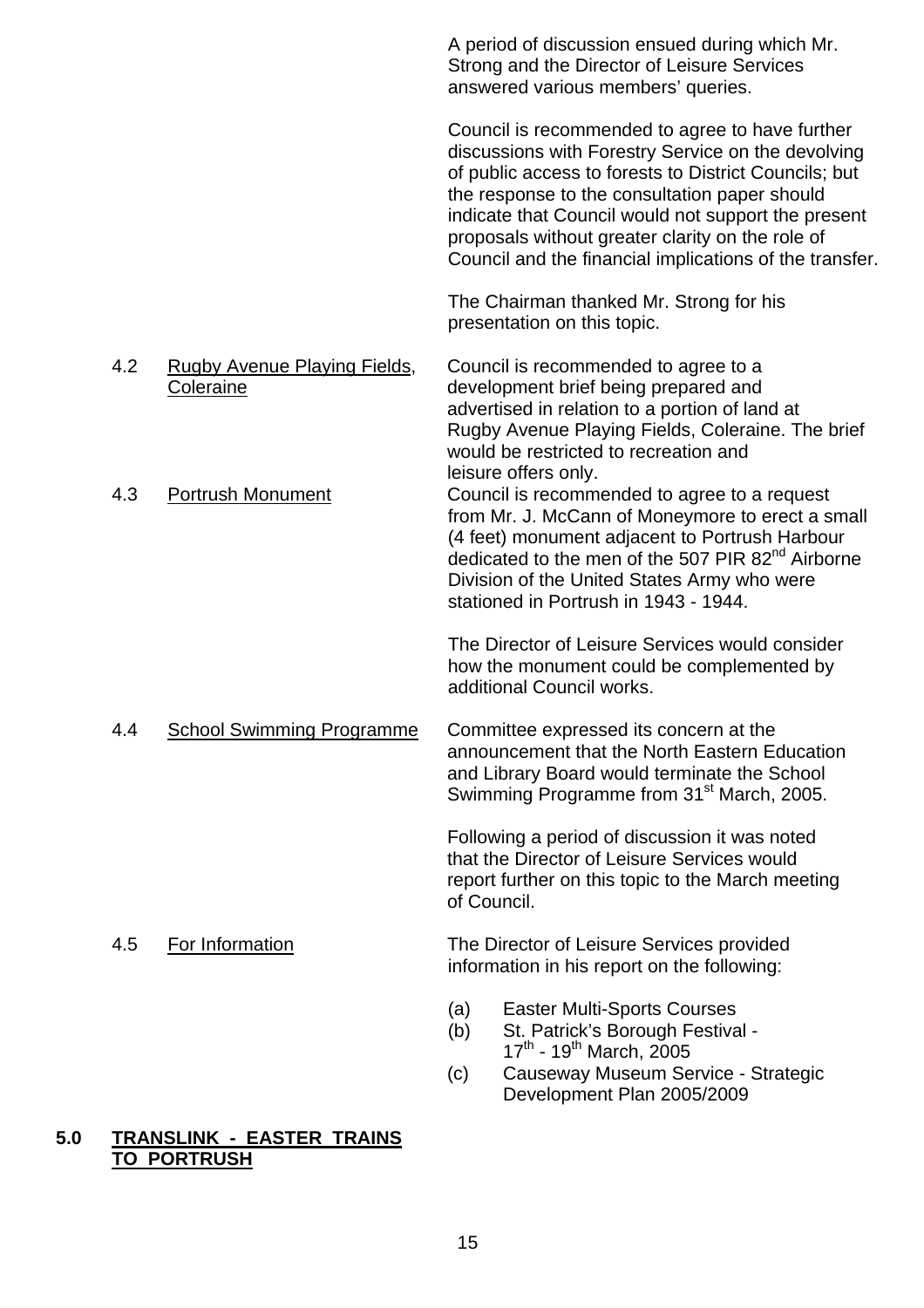A period of discussion ensued during which Mr. Strong and the Director of Leisure Services answered various members' queries.

Council is recommended to agree to have further discussions with Forestry Service on the devolving of public access to forests to District Councils; but the response to the consultation paper should indicate that Council would not support the present proposals without greater clarity on the role of Council and the financial implications of the transfer.

The Chairman thanked Mr. Strong for his presentation on this topic.

4.2 Rugby Avenue Playing Fields, Coleraine

Council is recommended to agree to a development brief being prepared and advertised in relation to a portion of land at Rugby Avenue Playing Fields, Coleraine. The brief would be restricted to recreation and leisure offers only.

4.3 Portrush Monument

Council is recommended to agree to a request from Mr. J. McCann of Moneymore to erect a small (4 feet) monument adjacent to Portrush Harbour dedicated to the men of the 507 PIR 82nd Airborne Division of the United States Army who were stationed in Portrush in 1943 - 1944.

The Director of Leisure Services would consider how the monument could be complemented by additional Council works.

4.4 School Swimming Programme

Committee expressed its concern at the announcement that the North Eastern Education and Library Board would terminate the School Swimming Programme from 31st March, 2005.

Following a period of discussion it was noted that the Director of Leisure Services would report further on this topic to the March meeting of Council.

4.5 For Information

The Director of Leisure Services provided information in his report on the following:

(a) Easter Multi-Sports Courses
(b) St. Patrick's Borough Festival - 17th - 19th March, 2005
(c) Causeway Museum Service - Strategic Development Plan 2005/2009

**5.0 TRANSLINK - EASTER TRAINS TO PORTRUSH**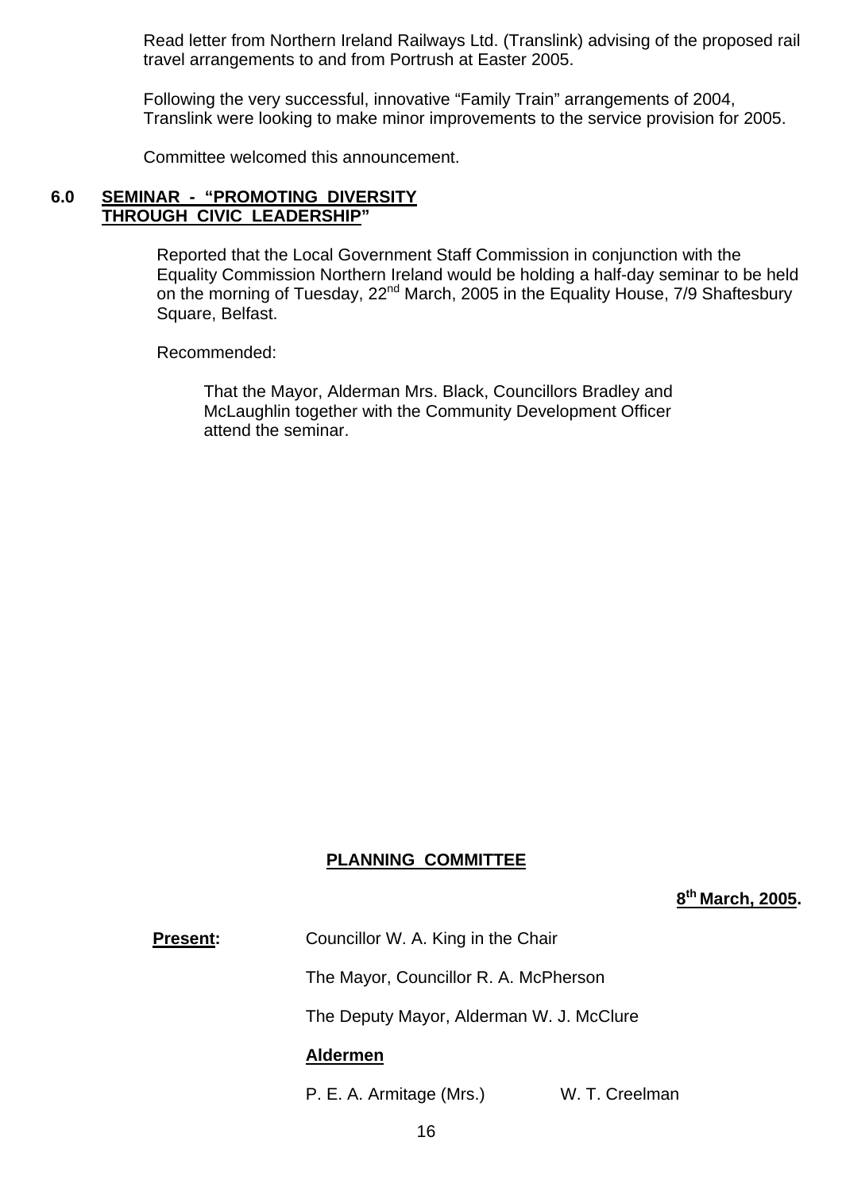Read letter from Northern Ireland Railways Ltd. (Translink) advising of the proposed rail travel arrangements to and from Portrush at Easter 2005.

Following the very successful, innovative "Family Train" arrangements of 2004, Translink were looking to make minor improvements to the service provision for 2005.

Committee welcomed this announcement.

### 6.0 SEMINAR - "PROMOTING DIVERSITY THROUGH CIVIC LEADERSHIP"

Reported that the Local Government Staff Commission in conjunction with the Equality Commission Northern Ireland would be holding a half-day seminar to be held on the morning of Tuesday, 22nd March, 2005 in the Equality House, 7/9 Shaftesbury Square, Belfast.

Recommended:

> That the Mayor, Alderman Mrs. Black, Councillors Bradley and McLaughlin together with the Community Development Officer attend the seminar.

## PLANNING COMMITTEE

**8th March, 2005.**

**Present:** Councillor W. A. King in the Chair

The Mayor, Councillor R. A. McPherson

The Deputy Mayor, Alderman W. J. McClure

**Aldermen**

P. E. A. Armitage (Mrs.) W. T. Creelman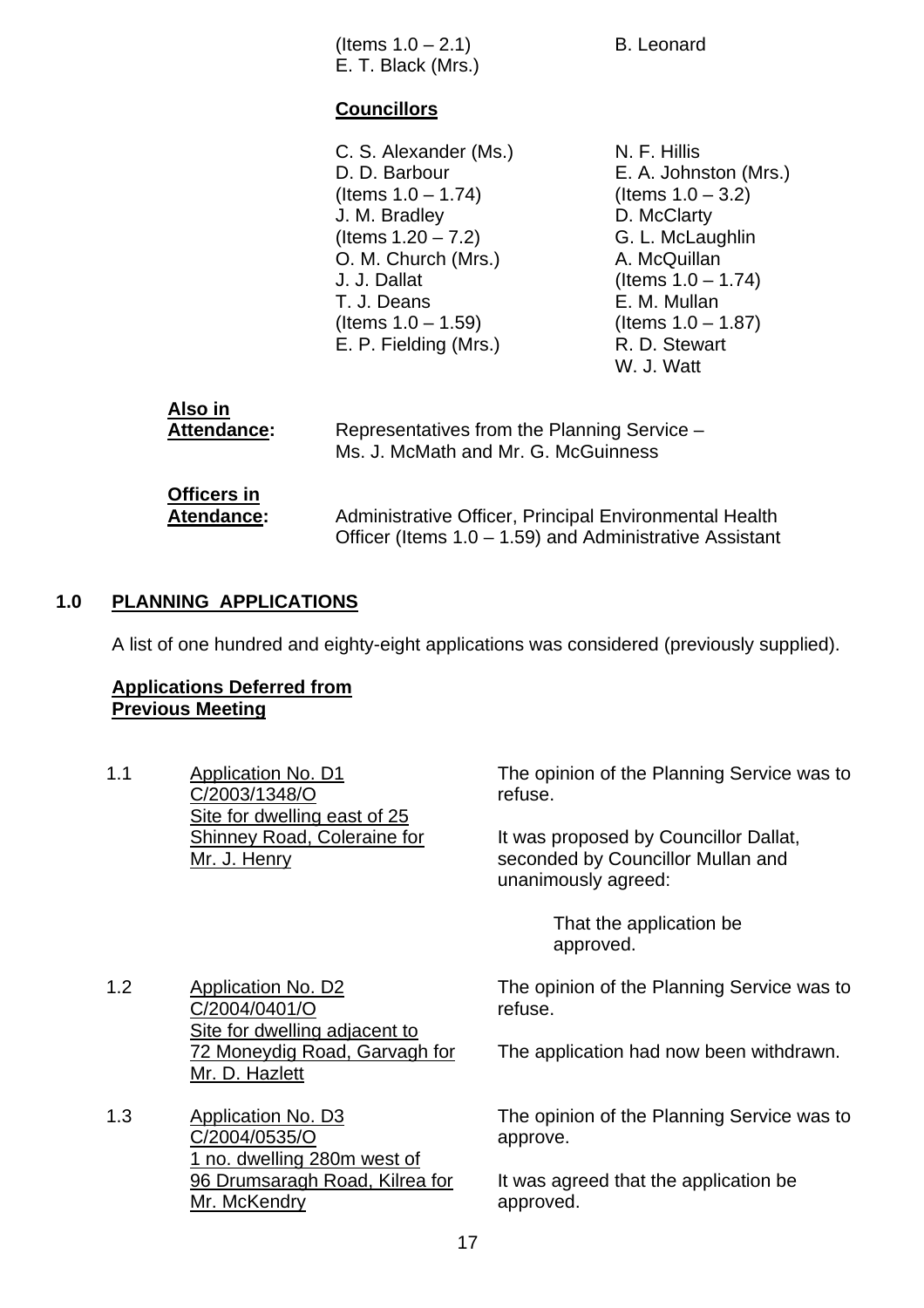(Items 1.0 – 2.1) B. Leonard
E. T. Black (Mrs.)

**Councillors**

C. S. Alexander (Ms.)
D. D. Barbour
(Items 1.0 – 1.74)
J. M. Bradley
(Items 1.20 – 7.2)
O. M. Church (Mrs.)
J. J. Dallat
T. J. Deans
(Items 1.0 – 1.59)
E. P. Fielding (Mrs.)

N. F. Hillis
E. A. Johnston (Mrs.)
(Items 1.0 – 3.2)
D. McClarty
G. L. McLaughlin
A. McQuillan
(Items 1.0 – 1.74)
E. M. Mullan
(Items 1.0 – 1.87)
R. D. Stewart
W. J. Watt

**Also in Attendance:** Representatives from the Planning Service – Ms. J. McMath and Mr. G. McGuinness

**Officers in Atendance:** Administrative Officer, Principal Environmental Health Officer (Items 1.0 – 1.59) and Administrative Assistant

## 1.0 PLANNING APPLICATIONS

A list of one hundred and eighty-eight applications was considered (previously supplied).

**Applications Deferred from Previous Meeting**

1.1 Application No. D1 C/2003/1348/O Site for dwelling east of 25 Shinney Road, Coleraine for Mr. J. Henry

The opinion of the Planning Service was to refuse.

It was proposed by Councillor Dallat, seconded by Councillor Mullan and unanimously agreed:

> That the application be approved.

1.2 Application No. D2 C/2004/0401/O Site for dwelling adjacent to 72 Moneydig Road, Garvagh for Mr. D. Hazlett

The opinion of the Planning Service was to refuse.

The application had now been withdrawn.

1.3 Application No. D3 C/2004/0535/O 1 no. dwelling 280m west of 96 Drumsaragh Road, Kilrea for Mr. McKendry

The opinion of the Planning Service was to approve.

It was agreed that the application be approved.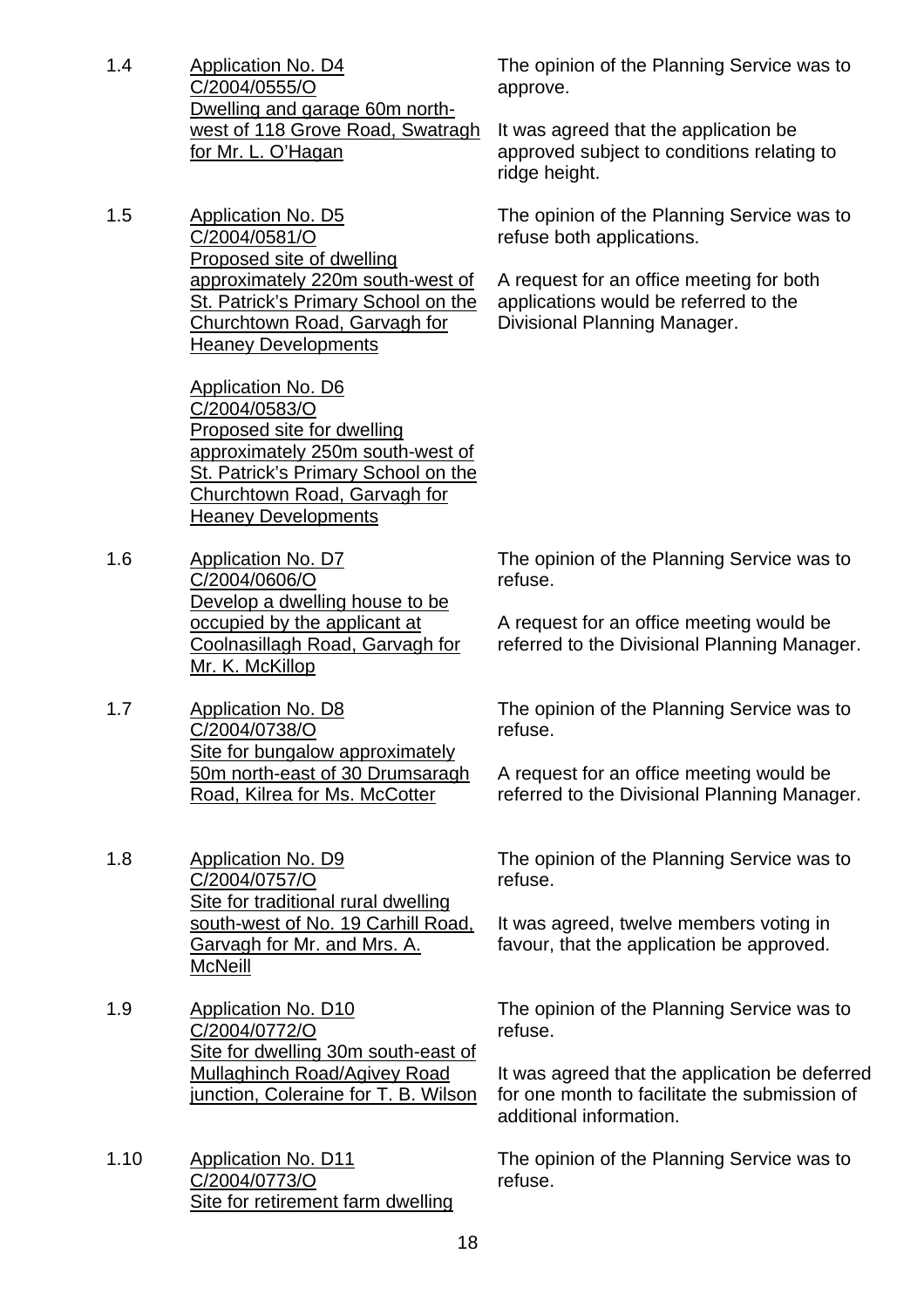1.4 Application No. D4
C/2004/0555/O
Dwelling and garage 60m north-west of 118 Grove Road, Swatragh for Mr. L. O'Hagan

The opinion of the Planning Service was to approve.

It was agreed that the application be approved subject to conditions relating to ridge height.

1.5 Application No. D5
C/2004/0581/O
Proposed site of dwelling approximately 220m south-west of St. Patrick's Primary School on the Churchtown Road, Garvagh for Heaney Developments

Application No. D6
C/2004/0583/O
Proposed site for dwelling approximately 250m south-west of St. Patrick's Primary School on the Churchtown Road, Garvagh for Heaney Developments

The opinion of the Planning Service was to refuse both applications.

A request for an office meeting for both applications would be referred to the Divisional Planning Manager.

1.6 Application No. D7
C/2004/0606/O
Develop a dwelling house to be occupied by the applicant at Coolnasillagh Road, Garvagh for Mr. K. McKillop

The opinion of the Planning Service was to refuse.

A request for an office meeting would be referred to the Divisional Planning Manager.

1.7 Application No. D8
C/2004/0738/O
Site for bungalow approximately 50m north-east of 30 Drumsaragh Road, Kilrea for Ms. McCotter

The opinion of the Planning Service was to refuse.

A request for an office meeting would be referred to the Divisional Planning Manager.

1.8 Application No. D9
C/2004/0757/O
Site for traditional rural dwelling south-west of No. 19 Carhill Road, Garvagh for Mr. and Mrs. A. McNeill

The opinion of the Planning Service was to refuse.

It was agreed, twelve members voting in favour, that the application be approved.

1.9 Application No. D10
C/2004/0772/O
Site for dwelling 30m south-east of Mullaghinch Road/Agivey Road junction, Coleraine for T. B. Wilson

The opinion of the Planning Service was to refuse.

It was agreed that the application be deferred for one month to facilitate the submission of additional information.

1.10 Application No. D11
C/2004/0773/O
Site for retirement farm dwelling

The opinion of the Planning Service was to refuse.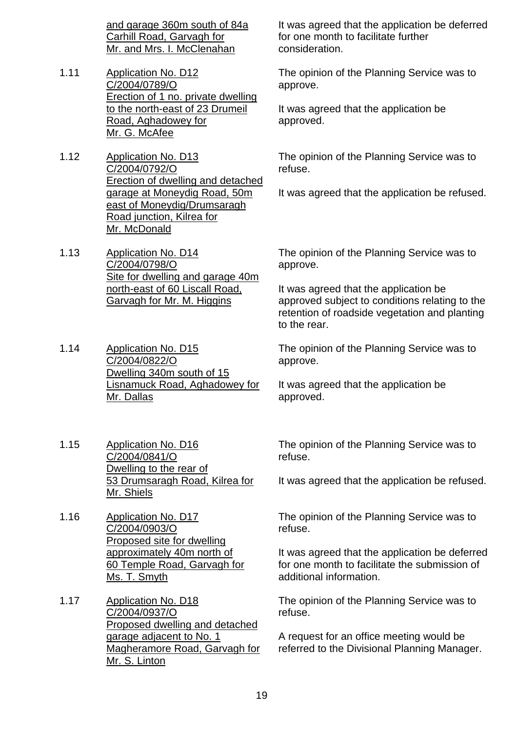| | | |
|---|---|---|
| | <u>and garage 360m south of 84a Carhill Road, Garvagh for Mr. and Mrs. I. McClenahan</u> | It was agreed that the application be deferred for one month to facilitate further consideration. |
| 1.11 | <u>Application No. D12 C/2004/0789/O Erection of 1 no. private dwelling to the north-east of 23 Drumeil Road, Aghadowey for Mr. G. McAfee</u> | The opinion of the Planning Service was to approve.<br><br>It was agreed that the application be approved. |
| 1.12 | <u>Application No. D13 C/2004/0792/O Erection of dwelling and detached garage at Moneydig Road, 50m east of Moneydig/Drumsaragh Road junction, Kilrea for Mr. McDonald</u> | The opinion of the Planning Service was to refuse.<br><br>It was agreed that the application be refused. |
| 1.13 | <u>Application No. D14 C/2004/0798/O Site for dwelling and garage 40m north-east of 60 Liscall Road, Garvagh for Mr. M. Higgins</u> | The opinion of the Planning Service was to approve.<br><br>It was agreed that the application be approved subject to conditions relating to the retention of roadside vegetation and planting to the rear. |
| 1.14 | <u>Application No. D15 C/2004/0822/O Dwelling 340m south of 15 Lisnamuck Road, Aghadowey for Mr. Dallas</u> | The opinion of the Planning Service was to approve.<br><br>It was agreed that the application be approved. |
| 1.15 | <u>Application No. D16 C/2004/0841/O Dwelling to the rear of 53 Drumsaragh Road, Kilrea for Mr. Shiels</u> | The opinion of the Planning Service was to refuse.<br><br>It was agreed that the application be refused. |
| 1.16 | <u>Application No. D17 C/2004/0903/O Proposed site for dwelling approximately 40m north of 60 Temple Road, Garvagh for Ms. T. Smyth</u> | The opinion of the Planning Service was to refuse.<br><br>It was agreed that the application be deferred for one month to facilitate the submission of additional information. |
| 1.17 | <u>Application No. D18 C/2004/0937/O Proposed dwelling and detached garage adjacent to No. 1 Magheramore Road, Garvagh for Mr. S. Linton</u> | The opinion of the Planning Service was to refuse.<br><br>A request for an office meeting would be referred to the Divisional Planning Manager. |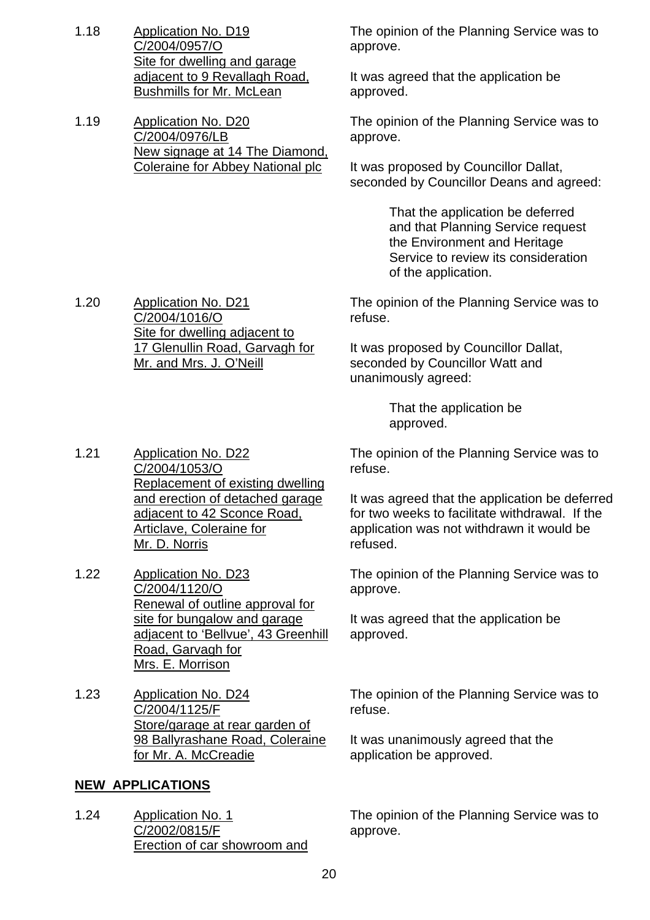1.18 <u>Application No. D19 C/2004/0957/O Site for dwelling and garage adjacent to 9 Revallagh Road, Bushmills for Mr. McLean</u>

The opinion of the Planning Service was to approve.

It was agreed that the application be approved.

1.19 <u>Application No. D20 C/2004/0976/LB New signage at 14 The Diamond, Coleraine for Abbey National plc</u>

The opinion of the Planning Service was to approve.

It was proposed by Councillor Dallat, seconded by Councillor Deans and agreed:

> That the application be deferred and that Planning Service request the Environment and Heritage Service to review its consideration of the application.

1.20 <u>Application No. D21 C/2004/1016/O Site for dwelling adjacent to 17 Glenullin Road, Garvagh for Mr. and Mrs. J. O'Neill</u>

The opinion of the Planning Service was to refuse.

It was proposed by Councillor Dallat, seconded by Councillor Watt and unanimously agreed:

> That the application be approved.

1.21 <u>Application No. D22 C/2004/1053/O Replacement of existing dwelling and erection of detached garage adjacent to 42 Sconce Road, Articlave, Coleraine for Mr. D. Norris</u>

The opinion of the Planning Service was to refuse.

It was agreed that the application be deferred for two weeks to facilitate withdrawal. If the application was not withdrawn it would be refused.

1.22 <u>Application No. D23 C/2004/1120/O Renewal of outline approval for site for bungalow and garage adjacent to 'Bellvue', 43 Greenhill Road, Garvagh for Mrs. E. Morrison</u>

The opinion of the Planning Service was to approve.

It was agreed that the application be approved.

1.23 <u>Application No. D24 C/2004/1125/F Store/garage at rear garden of 98 Ballyrashane Road, Coleraine for Mr. A. McCreadie</u>

The opinion of the Planning Service was to refuse.

It was unanimously agreed that the application be approved.

## NEW APPLICATIONS

1.24 <u>Application No. 1 C/2002/0815/F Erection of car showroom and</u>

The opinion of the Planning Service was to approve.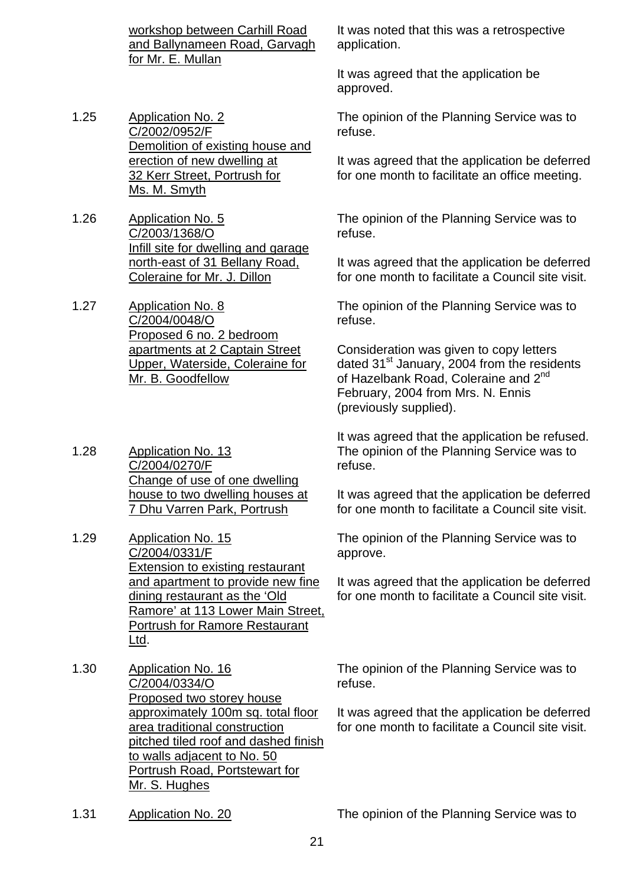| | | |
|---|---|---|
| | workshop between Carhill Road and Ballynameen Road, Garvagh for Mr. E. Mullan | It was noted that this was a retrospective application.<br><br>It was agreed that the application be approved. |
| 1.25 | Application No. 2<br>C/2002/0952/F<br>Demolition of existing house and erection of new dwelling at 32 Kerr Street, Portrush for Ms. M. Smyth | The opinion of the Planning Service was to refuse.<br><br>It was agreed that the application be deferred for one month to facilitate an office meeting. |
| 1.26 | Application No. 5<br>C/2003/1368/O<br>Infill site for dwelling and garage north-east of 31 Bellany Road, Coleraine for Mr. J. Dillon | The opinion of the Planning Service was to refuse.<br><br>It was agreed that the application be deferred for one month to facilitate a Council site visit. |
| 1.27 | Application No. 8<br>C/2004/0048/O<br>Proposed 6 no. 2 bedroom apartments at 2 Captain Street Upper, Waterside, Coleraine for Mr. B. Goodfellow | The opinion of the Planning Service was to refuse.<br><br>Consideration was given to copy letters dated 31st January, 2004 from the residents of Hazelbank Road, Coleraine and 2nd February, 2004 from Mrs. N. Ennis (previously supplied).<br><br>It was agreed that the application be refused. |
| 1.28 | Application No. 13<br>C/2004/0270/F<br>Change of use of one dwelling house to two dwelling houses at 7 Dhu Varren Park, Portrush | The opinion of the Planning Service was to refuse.<br><br>It was agreed that the application be deferred for one month to facilitate a Council site visit. |
| 1.29 | Application No. 15<br>C/2004/0331/F<br>Extension to existing restaurant and apartment to provide new fine dining restaurant as the 'Old Ramore' at 113 Lower Main Street, Portrush for Ramore Restaurant Ltd. | The opinion of the Planning Service was to approve.<br><br>It was agreed that the application be deferred for one month to facilitate a Council site visit. |
| 1.30 | Application No. 16<br>C/2004/0334/O<br>Proposed two storey house approximately 100m sq. total floor area traditional construction pitched tiled roof and dashed finish to walls adjacent to No. 50 Portrush Road, Portstewart for Mr. S. Hughes | The opinion of the Planning Service was to refuse.<br><br>It was agreed that the application be deferred for one month to facilitate a Council site visit. |
| 1.31 | Application No. 20 | The opinion of the Planning Service was to |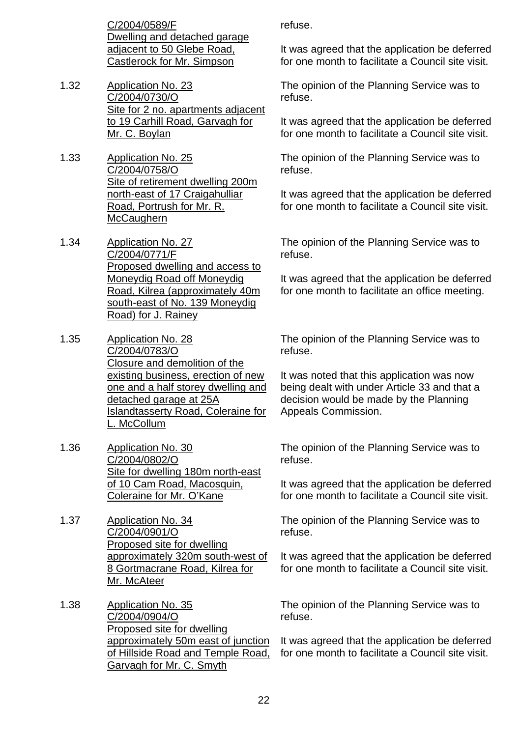C/2004/0589/F
Dwelling and detached garage adjacent to 50 Glebe Road, Castlerock for Mr. Simpson

refuse.

It was agreed that the application be deferred for one month to facilitate a Council site visit.

1.32 Application No. 23
C/2004/0730/O
Site for 2 no. apartments adjacent to 19 Carhill Road, Garvagh for Mr. C. Boylan

The opinion of the Planning Service was to refuse.

It was agreed that the application be deferred for one month to facilitate a Council site visit.

1.33 Application No. 25
C/2004/0758/O
Site of retirement dwelling 200m north-east of 17 Craigahulliar Road, Portrush for Mr. R. McCaughern

The opinion of the Planning Service was to refuse.

It was agreed that the application be deferred for one month to facilitate a Council site visit.

1.34 Application No. 27
C/2004/0771/F
Proposed dwelling and access to Moneydig Road off Moneydig Road, Kilrea (approximately 40m south-east of No. 139 Moneydig Road) for J. Rainey

The opinion of the Planning Service was to refuse.

It was agreed that the application be deferred for one month to facilitate an office meeting.

1.35 Application No. 28
C/2004/0783/O
Closure and demolition of the existing business, erection of new one and a half storey dwelling and detached garage at 25A Islandtasserty Road, Coleraine for L. McCollum

The opinion of the Planning Service was to refuse.

It was noted that this application was now being dealt with under Article 33 and that a decision would be made by the Planning Appeals Commission.

1.36 Application No. 30
C/2004/0802/O
Site for dwelling 180m north-east of 10 Cam Road, Macosquin, Coleraine for Mr. O'Kane

The opinion of the Planning Service was to refuse.

It was agreed that the application be deferred for one month to facilitate a Council site visit.

1.37 Application No. 34
C/2004/0901/O
Proposed site for dwelling approximately 320m south-west of 8 Gortmacrane Road, Kilrea for Mr. McAteer

The opinion of the Planning Service was to refuse.

It was agreed that the application be deferred for one month to facilitate a Council site visit.

1.38 Application No. 35
C/2004/0904/O
Proposed site for dwelling approximately 50m east of junction of Hillside Road and Temple Road, Garvagh for Mr. C. Smyth

The opinion of the Planning Service was to refuse.

It was agreed that the application be deferred for one month to facilitate a Council site visit.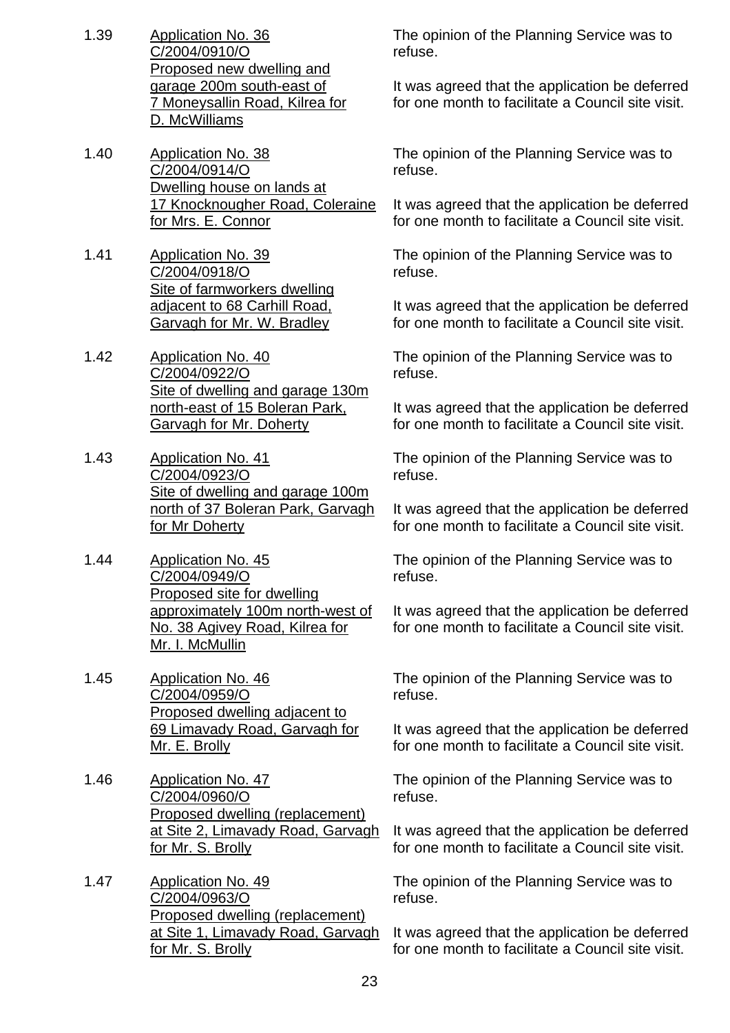1.39 <u>Application No. 36</u>
<u>C/2004/0910/O</u>
<u>Proposed new dwelling and garage 200m south-east of 7 Moneysallin Road, Kilrea for D. McWilliams</u>

The opinion of the Planning Service was to refuse.

It was agreed that the application be deferred for one month to facilitate a Council site visit.

1.40 <u>Application No. 38</u>
<u>C/2004/0914/O</u>
<u>Dwelling house on lands at 17 Knocknougher Road, Coleraine for Mrs. E. Connor</u>

The opinion of the Planning Service was to refuse.

It was agreed that the application be deferred for one month to facilitate a Council site visit.

1.41 <u>Application No. 39</u>
<u>C/2004/0918/O</u>
<u>Site of farmworkers dwelling adjacent to 68 Carhill Road, Garvagh for Mr. W. Bradley</u>

The opinion of the Planning Service was to refuse.

It was agreed that the application be deferred for one month to facilitate a Council site visit.

1.42 <u>Application No. 40</u>
<u>C/2004/0922/O</u>
<u>Site of dwelling and garage 130m north-east of 15 Boleran Park, Garvagh for Mr. Doherty</u>

The opinion of the Planning Service was to refuse.

It was agreed that the application be deferred for one month to facilitate a Council site visit.

1.43 <u>Application No. 41</u>
<u>C/2004/0923/O</u>
<u>Site of dwelling and garage 100m north of 37 Boleran Park, Garvagh for Mr Doherty</u>

The opinion of the Planning Service was to refuse.

It was agreed that the application be deferred for one month to facilitate a Council site visit.

1.44 <u>Application No. 45</u>
<u>C/2004/0949/O</u>
<u>Proposed site for dwelling approximately 100m north-west of No. 38 Agivey Road, Kilrea for Mr. I. McMullin</u>

The opinion of the Planning Service was to refuse.

It was agreed that the application be deferred for one month to facilitate a Council site visit.

1.45 <u>Application No. 46</u>
<u>C/2004/0959/O</u>
<u>Proposed dwelling adjacent to 69 Limavady Road, Garvagh for Mr. E. Brolly</u>

The opinion of the Planning Service was to refuse.

It was agreed that the application be deferred for one month to facilitate a Council site visit.

1.46 <u>Application No. 47</u>
<u>C/2004/0960/O</u>
<u>Proposed dwelling (replacement) at Site 2, Limavady Road, Garvagh for Mr. S. Brolly</u>

The opinion of the Planning Service was to refuse.

It was agreed that the application be deferred for one month to facilitate a Council site visit.

1.47 <u>Application No. 49</u>
<u>C/2004/0963/O</u>
<u>Proposed dwelling (replacement) at Site 1, Limavady Road, Garvagh for Mr. S. Brolly</u>

The opinion of the Planning Service was to refuse.

It was agreed that the application be deferred for one month to facilitate a Council site visit.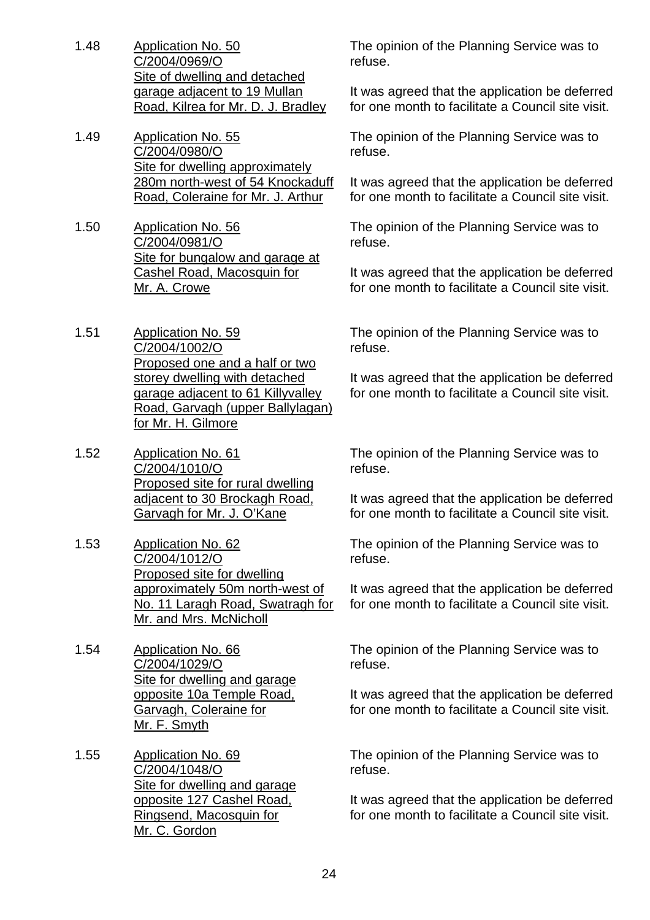1.48 <u>Application No. 50</u>
<u>C/2004/0969/O</u>
<u>Site of dwelling and detached garage adjacent to 19 Mullan Road, Kilrea for Mr. D. J. Bradley</u>

The opinion of the Planning Service was to refuse.

It was agreed that the application be deferred for one month to facilitate a Council site visit.

1.49 <u>Application No. 55</u>
<u>C/2004/0980/O</u>
<u>Site for dwelling approximately 280m north-west of 54 Knockaduff Road, Coleraine for Mr. J. Arthur</u>

The opinion of the Planning Service was to refuse.

It was agreed that the application be deferred for one month to facilitate a Council site visit.

1.50 <u>Application No. 56</u>
<u>C/2004/0981/O</u>
<u>Site for bungalow and garage at Cashel Road, Macosquin for Mr. A. Crowe</u>

The opinion of the Planning Service was to refuse.

It was agreed that the application be deferred for one month to facilitate a Council site visit.

1.51 <u>Application No. 59</u>
<u>C/2004/1002/O</u>
<u>Proposed one and a half or two storey dwelling with detached garage adjacent to 61 Killyvalley Road, Garvagh (upper Ballylagan) for Mr. H. Gilmore</u>

The opinion of the Planning Service was to refuse.

It was agreed that the application be deferred for one month to facilitate a Council site visit.

1.52 <u>Application No. 61</u>
<u>C/2004/1010/O</u>
<u>Proposed site for rural dwelling adjacent to 30 Brockagh Road, Garvagh for Mr. J. O'Kane</u>

The opinion of the Planning Service was to refuse.

It was agreed that the application be deferred for one month to facilitate a Council site visit.

1.53 <u>Application No. 62</u>
<u>C/2004/1012/O</u>
<u>Proposed site for dwelling approximately 50m north-west of No. 11 Laragh Road, Swatragh for Mr. and Mrs. McNicholl</u>

The opinion of the Planning Service was to refuse.

It was agreed that the application be deferred for one month to facilitate a Council site visit.

1.54 <u>Application No. 66</u>
<u>C/2004/1029/O</u>
<u>Site for dwelling and garage opposite 10a Temple Road, Garvagh, Coleraine for Mr. F. Smyth</u>

The opinion of the Planning Service was to refuse.

It was agreed that the application be deferred for one month to facilitate a Council site visit.

1.55 <u>Application No. 69</u>
<u>C/2004/1048/O</u>
<u>Site for dwelling and garage opposite 127 Cashel Road, Ringsend, Macosquin for Mr. C. Gordon</u>

The opinion of the Planning Service was to refuse.

It was agreed that the application be deferred for one month to facilitate a Council site visit.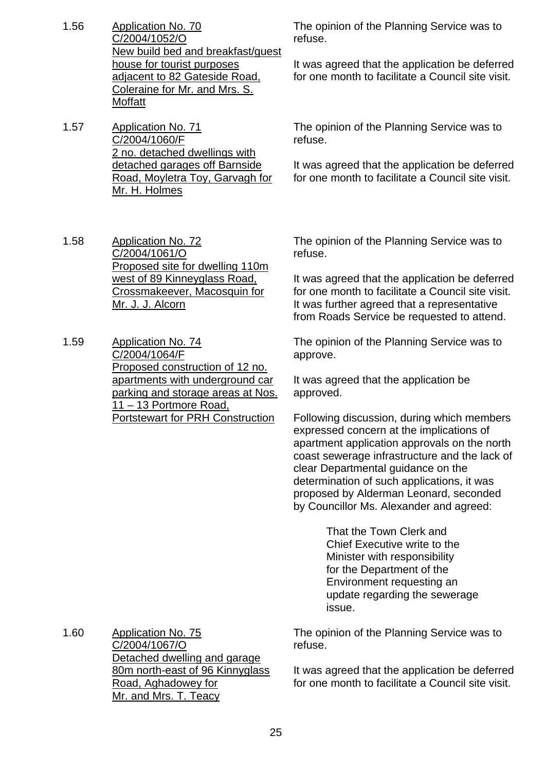1.56 Application No. 70
C/2004/1052/O
New build bed and breakfast/guest house for tourist purposes adjacent to 82 Gateside Road, Coleraine for Mr. and Mrs. S. Moffatt

The opinion of the Planning Service was to refuse.

It was agreed that the application be deferred for one month to facilitate a Council site visit.

1.57 Application No. 71
C/2004/1060/F
2 no. detached dwellings with detached garages off Barnside Road, Moyletra Toy, Garvagh for Mr. H. Holmes

The opinion of the Planning Service was to refuse.

It was agreed that the application be deferred for one month to facilitate a Council site visit.

1.58 Application No. 72
C/2004/1061/O
Proposed site for dwelling 110m west of 89 Kinneyglass Road, Crossmakeever, Macosquin for Mr. J. J. Alcorn

The opinion of the Planning Service was to refuse.

It was agreed that the application be deferred for one month to facilitate a Council site visit. It was further agreed that a representative from Roads Service be requested to attend.

1.59 Application No. 74
C/2004/1064/F
Proposed construction of 12 no. apartments with underground car parking and storage areas at Nos. 11 – 13 Portmore Road, Portstewart for PRH Construction

The opinion of the Planning Service was to approve.

It was agreed that the application be approved.

Following discussion, during which members expressed concern at the implications of apartment application approvals on the north coast sewerage infrastructure and the lack of clear Departmental guidance on the determination of such applications, it was proposed by Alderman Leonard, seconded by Councillor Ms. Alexander and agreed:

> That the Town Clerk and Chief Executive write to the Minister with responsibility for the Department of the Environment requesting an update regarding the sewerage issue.

1.60 Application No. 75
C/2004/1067/O
Detached dwelling and garage 80m north-east of 96 Kinnyglass Road, Aghadowey for Mr. and Mrs. T. Teacy

The opinion of the Planning Service was to refuse.

It was agreed that the application be deferred for one month to facilitate a Council site visit.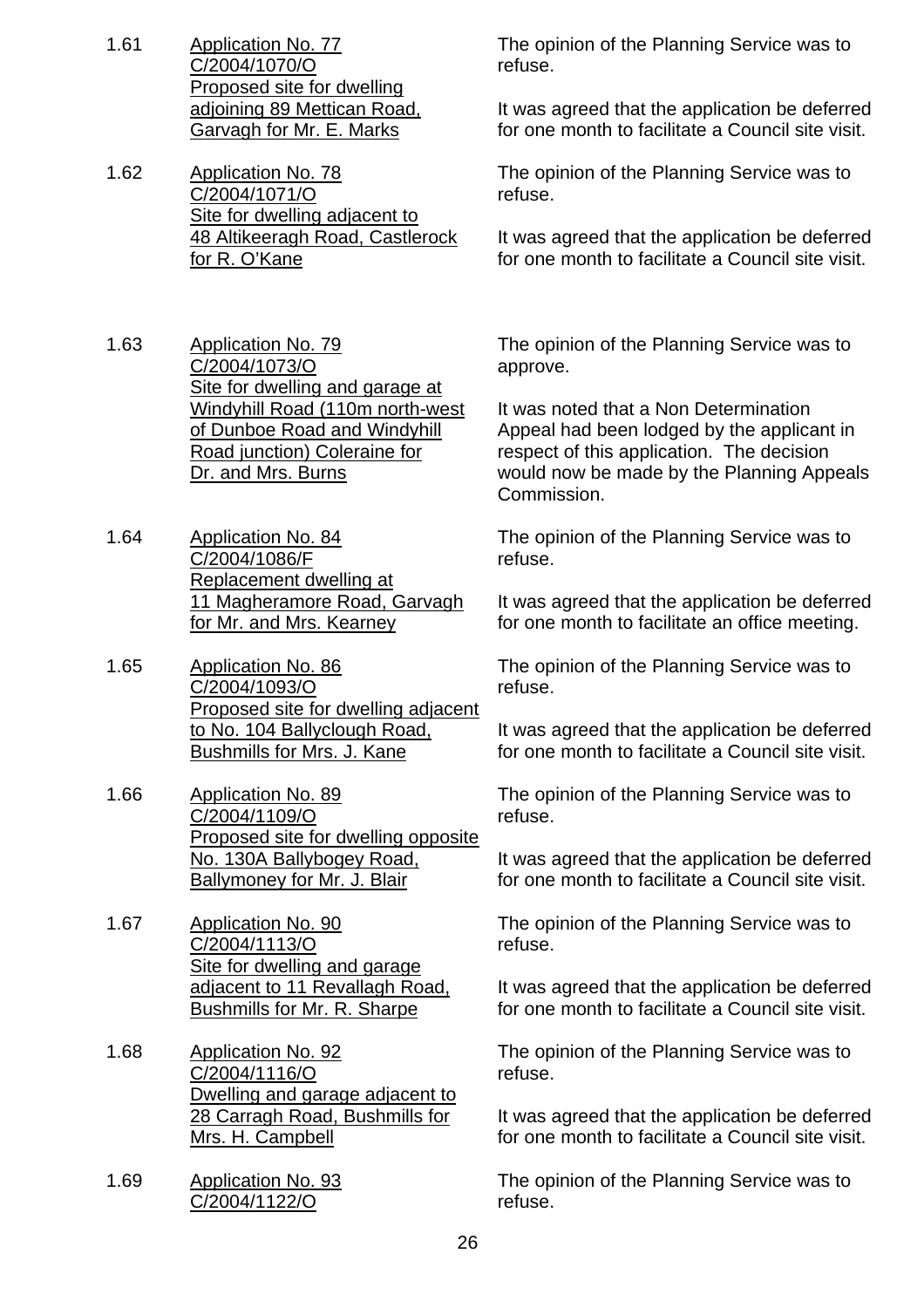1.61 <u>Application No. 77</u>
<u>C/2004/1070/O</u>
<u>Proposed site for dwelling adjoining 89 Mettican Road, Garvagh for Mr. E. Marks</u>

The opinion of the Planning Service was to refuse.

It was agreed that the application be deferred for one month to facilitate a Council site visit.

1.62 <u>Application No. 78</u>
<u>C/2004/1071/O</u>
<u>Site for dwelling adjacent to 48 Altikeeragh Road, Castlerock for R. O'Kane</u>

The opinion of the Planning Service was to refuse.

It was agreed that the application be deferred for one month to facilitate a Council site visit.

1.63 <u>Application No. 79</u>
<u>C/2004/1073/O</u>
<u>Site for dwelling and garage at Windyhill Road (110m north-west of Dunboe Road and Windyhill Road junction) Coleraine for Dr. and Mrs. Burns</u>

The opinion of the Planning Service was to approve.

It was noted that a Non Determination Appeal had been lodged by the applicant in respect of this application. The decision would now be made by the Planning Appeals Commission.

1.64 <u>Application No. 84</u>
<u>C/2004/1086/F</u>
<u>Replacement dwelling at 11 Magheramore Road, Garvagh for Mr. and Mrs. Kearney</u>

The opinion of the Planning Service was to refuse.

It was agreed that the application be deferred for one month to facilitate an office meeting.

1.65 <u>Application No. 86</u>
<u>C/2004/1093/O</u>
<u>Proposed site for dwelling adjacent to No. 104 Ballyclough Road, Bushmills for Mrs. J. Kane</u>

The opinion of the Planning Service was to refuse.

It was agreed that the application be deferred for one month to facilitate a Council site visit.

1.66 <u>Application No. 89</u>
<u>C/2004/1109/O</u>
<u>Proposed site for dwelling opposite No. 130A Ballybogey Road, Ballymoney for Mr. J. Blair</u>

The opinion of the Planning Service was to refuse.

It was agreed that the application be deferred for one month to facilitate a Council site visit.

1.67 <u>Application No. 90</u>
<u>C/2004/1113/O</u>
<u>Site for dwelling and garage adjacent to 11 Revallagh Road, Bushmills for Mr. R. Sharpe</u>

The opinion of the Planning Service was to refuse.

It was agreed that the application be deferred for one month to facilitate a Council site visit.

1.68 <u>Application No. 92</u>
<u>C/2004/1116/O</u>
<u>Dwelling and garage adjacent to 28 Carragh Road, Bushmills for Mrs. H. Campbell</u>

The opinion of the Planning Service was to refuse.

It was agreed that the application be deferred for one month to facilitate a Council site visit.

1.69 <u>Application No. 93</u>
<u>C/2004/1122/O</u>

The opinion of the Planning Service was to refuse.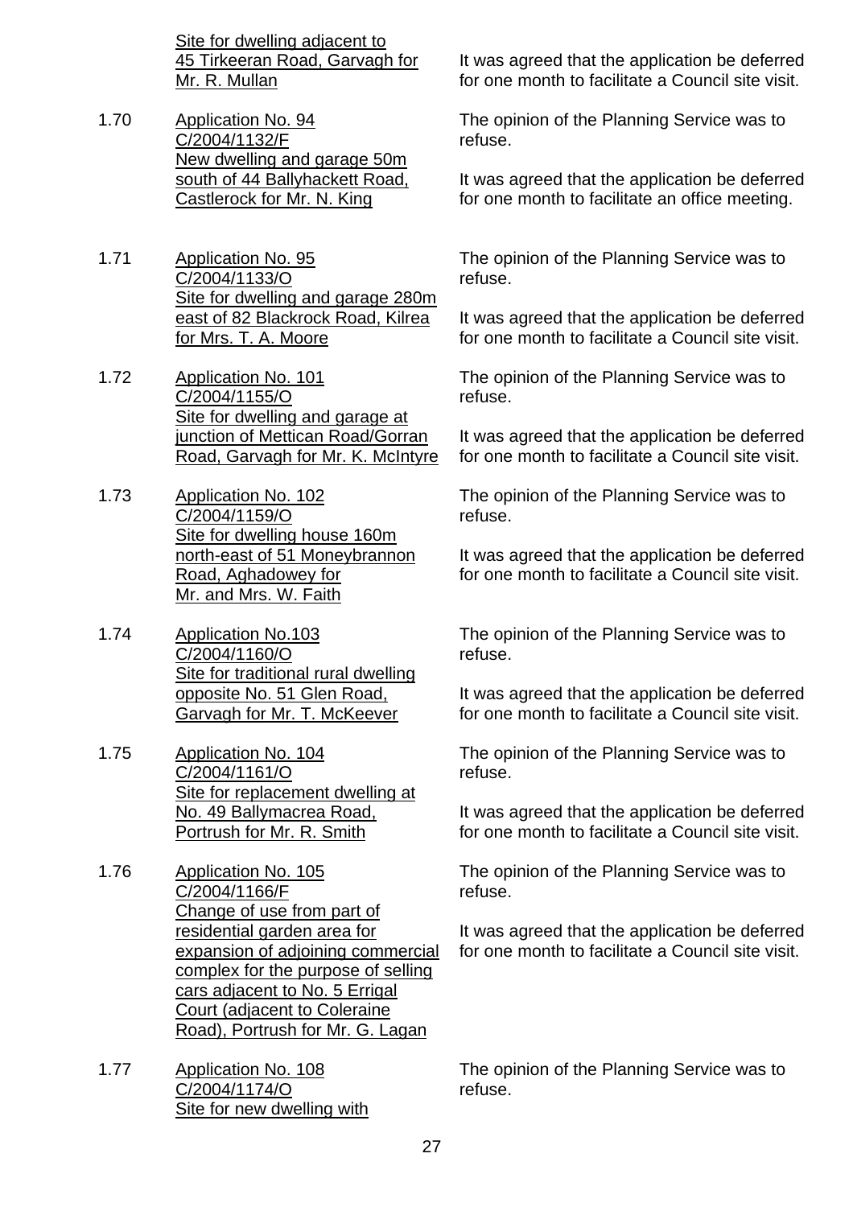| | | |
|---|---|---|
| | <u>Site for dwelling adjacent to 45 Tirkeeran Road, Garvagh for Mr. R. Mullan</u> | It was agreed that the application be deferred for one month to facilitate a Council site visit. |
| 1.70 | <u>Application No. 94 C/2004/1132/F New dwelling and garage 50m south of 44 Ballyhackett Road, Castlerock for Mr. N. King</u> | The opinion of the Planning Service was to refuse.<br><br>It was agreed that the application be deferred for one month to facilitate an office meeting. |
| 1.71 | <u>Application No. 95 C/2004/1133/O Site for dwelling and garage 280m east of 82 Blackrock Road, Kilrea for Mrs. T. A. Moore</u> | The opinion of the Planning Service was to refuse.<br><br>It was agreed that the application be deferred for one month to facilitate a Council site visit. |
| 1.72 | <u>Application No. 101 C/2004/1155/O Site for dwelling and garage at junction of Mettican Road/Gorran Road, Garvagh for Mr. K. McIntyre</u> | The opinion of the Planning Service was to refuse.<br><br>It was agreed that the application be deferred for one month to facilitate a Council site visit. |
| 1.73 | <u>Application No. 102 C/2004/1159/O Site for dwelling house 160m north-east of 51 Moneybrannon Road, Aghadowey for Mr. and Mrs. W. Faith</u> | The opinion of the Planning Service was to refuse.<br><br>It was agreed that the application be deferred for one month to facilitate a Council site visit. |
| 1.74 | <u>Application No.103 C/2004/1160/O Site for traditional rural dwelling opposite No. 51 Glen Road, Garvagh for Mr. T. McKeever</u> | The opinion of the Planning Service was to refuse.<br><br>It was agreed that the application be deferred for one month to facilitate a Council site visit. |
| 1.75 | <u>Application No. 104 C/2004/1161/O Site for replacement dwelling at No. 49 Ballymacrea Road, Portrush for Mr. R. Smith</u> | The opinion of the Planning Service was to refuse.<br><br>It was agreed that the application be deferred for one month to facilitate a Council site visit. |
| 1.76 | <u>Application No. 105 C/2004/1166/F Change of use from part of residential garden area for expansion of adjoining commercial complex for the purpose of selling cars adjacent to No. 5 Errigal Court (adjacent to Coleraine Road), Portrush for Mr. G. Lagan</u> | The opinion of the Planning Service was to refuse.<br><br>It was agreed that the application be deferred for one month to facilitate a Council site visit. |
| 1.77 | <u>Application No. 108 C/2004/1174/O Site for new dwelling with</u> | The opinion of the Planning Service was to refuse. |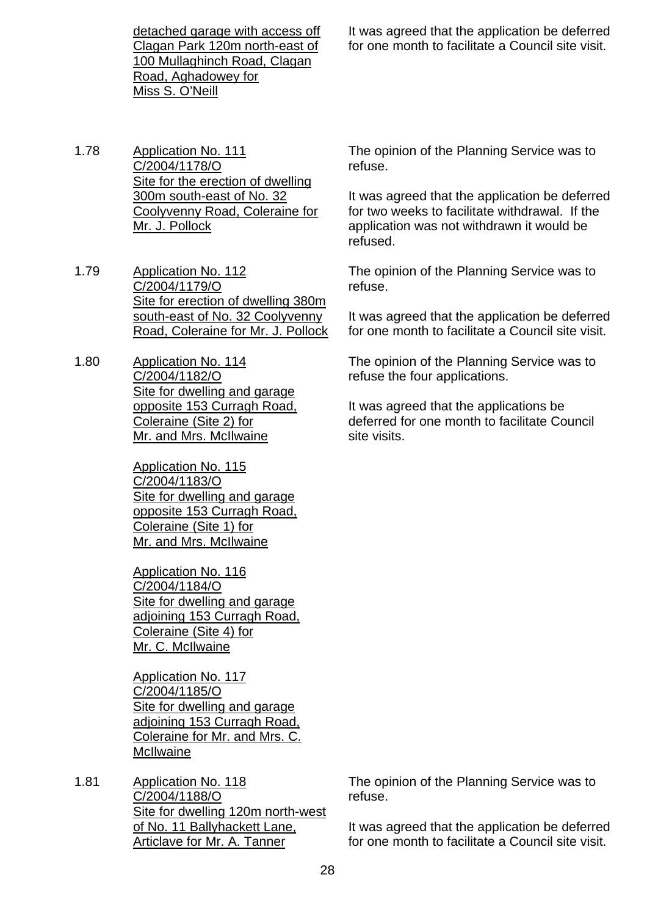| | | |
|---|---|---|
| | detached garage with access off Clagan Park 120m north-east of 100 Mullaghinch Road, Clagan Road, Aghadowey for Miss S. O'Neill | It was agreed that the application be deferred for one month to facilitate a Council site visit. |
| 1.78 | Application No. 111<br>C/2004/1178/O<br>Site for the erection of dwelling 300m south-east of No. 32 Coolyvenny Road, Coleraine for Mr. J. Pollock | The opinion of the Planning Service was to refuse.<br><br>It was agreed that the application be deferred for two weeks to facilitate withdrawal. If the application was not withdrawn it would be refused. |
| 1.79 | Application No. 112<br>C/2004/1179/O<br>Site for erection of dwelling 380m south-east of No. 32 Coolyvenny Road, Coleraine for Mr. J. Pollock | The opinion of the Planning Service was to refuse.<br><br>It was agreed that the application be deferred for one month to facilitate a Council site visit. |
| 1.80 | Application No. 114<br>C/2004/1182/O<br>Site for dwelling and garage opposite 153 Curragh Road, Coleraine (Site 2) for Mr. and Mrs. McIlwaine<br><br>Application No. 115<br>C/2004/1183/O<br>Site for dwelling and garage opposite 153 Curragh Road, Coleraine (Site 1) for Mr. and Mrs. McIlwaine<br><br>Application No. 116<br>C/2004/1184/O<br>Site for dwelling and garage adjoining 153 Curragh Road, Coleraine (Site 4) for Mr. C. McIlwaine<br><br>Application No. 117<br>C/2004/1185/O<br>Site for dwelling and garage adjoining 153 Curragh Road, Coleraine for Mr. and Mrs. C. McIlwaine | The opinion of the Planning Service was to refuse the four applications.<br><br>It was agreed that the applications be deferred for one month to facilitate Council site visits. |
| 1.81 | Application No. 118<br>C/2004/1188/O<br>Site for dwelling 120m north-west of No. 11 Ballyhackett Lane, Articlave for Mr. A. Tanner | The opinion of the Planning Service was to refuse.<br><br>It was agreed that the application be deferred for one month to facilitate a Council site visit. |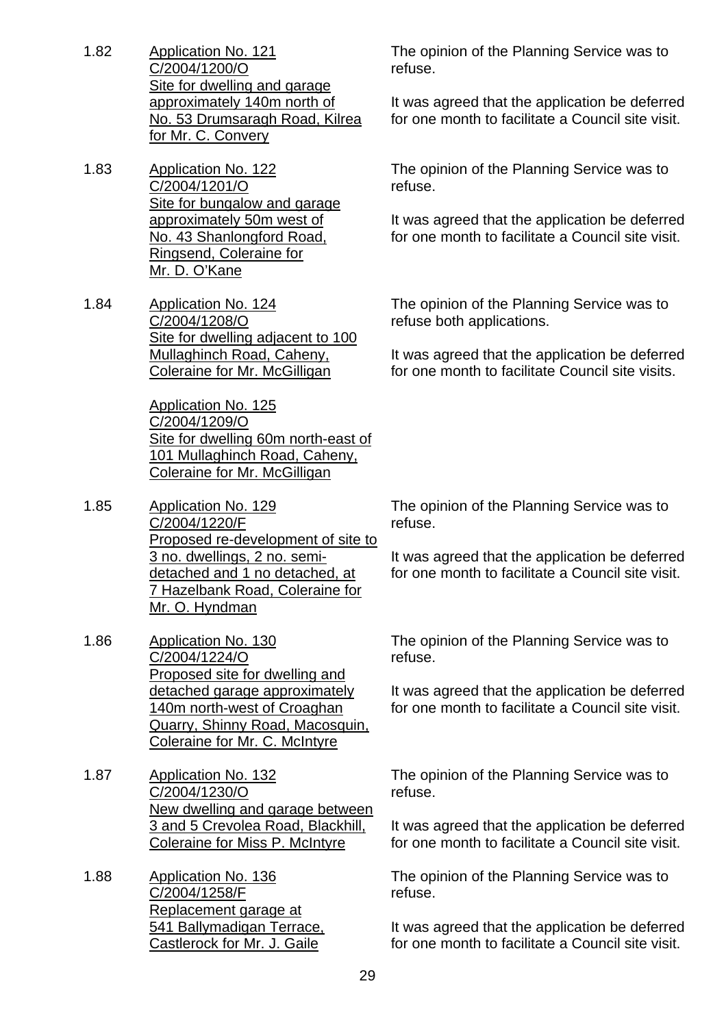1.82 Application No. 121
C/2004/1200/O
Site for dwelling and garage approximately 140m north of No. 53 Drumsaragh Road, Kilrea for Mr. C. Convery

The opinion of the Planning Service was to refuse.

It was agreed that the application be deferred for one month to facilitate a Council site visit.

1.83 Application No. 122
C/2004/1201/O
Site for bungalow and garage approximately 50m west of No. 43 Shanlongford Road, Ringsend, Coleraine for Mr. D. O'Kane

The opinion of the Planning Service was to refuse.

It was agreed that the application be deferred for one month to facilitate a Council site visit.

1.84 Application No. 124
C/2004/1208/O
Site for dwelling adjacent to 100 Mullaghinch Road, Caheny, Coleraine for Mr. McGilligan

Application No. 125
C/2004/1209/O
Site for dwelling 60m north-east of 101 Mullaghinch Road, Caheny, Coleraine for Mr. McGilligan

The opinion of the Planning Service was to refuse both applications.

It was agreed that the application be deferred for one month to facilitate Council site visits.

1.85 Application No. 129
C/2004/1220/F
Proposed re-development of site to 3 no. dwellings, 2 no. semi-detached and 1 no detached, at 7 Hazelbank Road, Coleraine for Mr. O. Hyndman

The opinion of the Planning Service was to refuse.

It was agreed that the application be deferred for one month to facilitate a Council site visit.

1.86 Application No. 130
C/2004/1224/O
Proposed site for dwelling and detached garage approximately 140m north-west of Croaghan Quarry, Shinny Road, Macosquin, Coleraine for Mr. C. McIntyre

The opinion of the Planning Service was to refuse.

It was agreed that the application be deferred for one month to facilitate a Council site visit.

1.87 Application No. 132
C/2004/1230/O
New dwelling and garage between 3 and 5 Crevolea Road, Blackhill, Coleraine for Miss P. McIntyre

The opinion of the Planning Service was to refuse.

It was agreed that the application be deferred for one month to facilitate a Council site visit.

1.88 Application No. 136
C/2004/1258/F
Replacement garage at 541 Ballymadigan Terrace, Castlerock for Mr. J. Gaile

The opinion of the Planning Service was to refuse.

It was agreed that the application be deferred for one month to facilitate a Council site visit.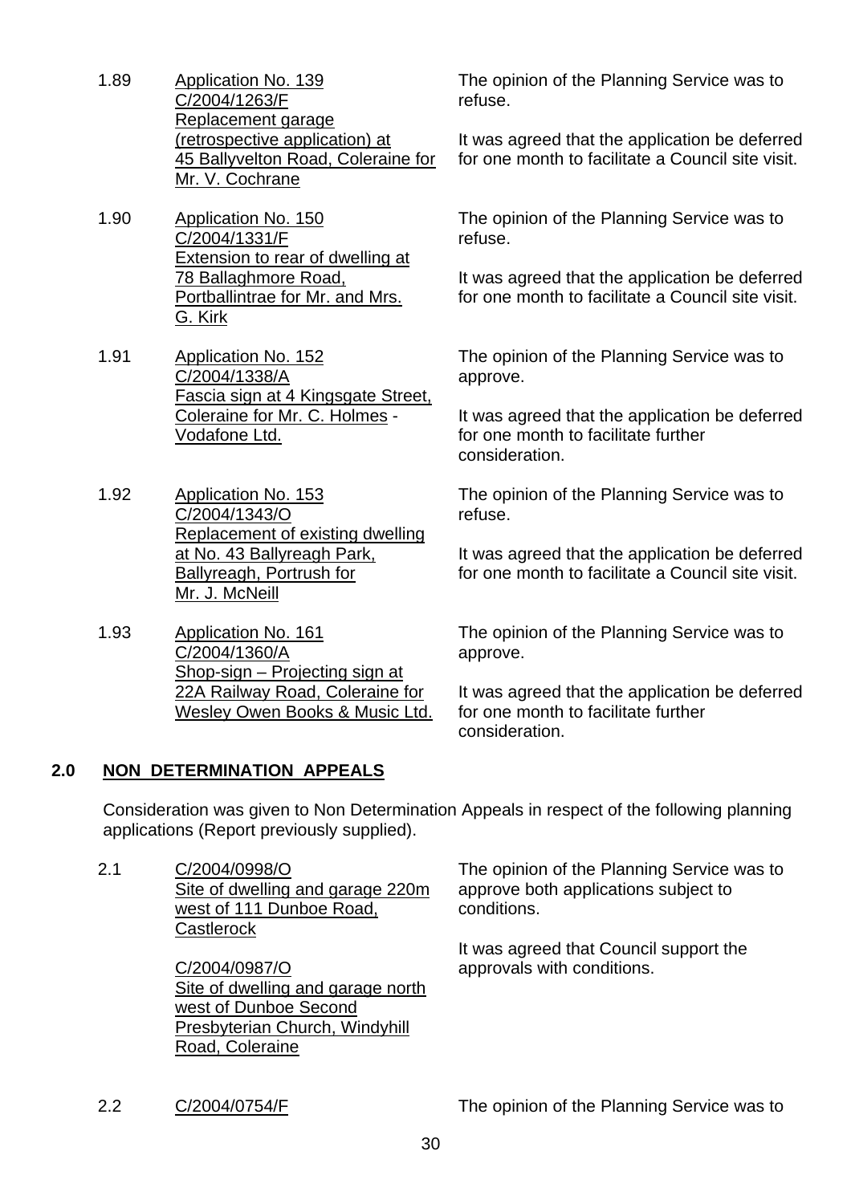1.89 Application No. 139
C/2004/1263/F
Replacement garage (retrospective application) at 45 Ballyvelton Road, Coleraine for Mr. V. Cochrane

The opinion of the Planning Service was to refuse.

It was agreed that the application be deferred for one month to facilitate a Council site visit.

1.90 Application No. 150
C/2004/1331/F
Extension to rear of dwelling at 78 Ballaghmore Road, Portballintrae for Mr. and Mrs. G. Kirk

The opinion of the Planning Service was to refuse.

It was agreed that the application be deferred for one month to facilitate a Council site visit.

1.91 Application No. 152
C/2004/1338/A
Fascia sign at 4 Kingsgate Street, Coleraine for Mr. C. Holmes - Vodafone Ltd.

The opinion of the Planning Service was to approve.

It was agreed that the application be deferred for one month to facilitate further consideration.

1.92 Application No. 153
C/2004/1343/O
Replacement of existing dwelling at No. 43 Ballyreagh Park, Ballyreagh, Portrush for Mr. J. McNeill

The opinion of the Planning Service was to refuse.

It was agreed that the application be deferred for one month to facilitate a Council site visit.

1.93 Application No. 161
C/2004/1360/A
Shop-sign – Projecting sign at 22A Railway Road, Coleraine for Wesley Owen Books & Music Ltd.

The opinion of the Planning Service was to approve.

It was agreed that the application be deferred for one month to facilitate further consideration.

## 2.0 NON DETERMINATION APPEALS

Consideration was given to Non Determination Appeals in respect of the following planning applications (Report previously supplied).

2.1 C/2004/0998/O
Site of dwelling and garage 220m west of 111 Dunboe Road, Castlerock

C/2004/0987/O
Site of dwelling and garage north west of Dunboe Second Presbyterian Church, Windyhill Road, Coleraine

The opinion of the Planning Service was to approve both applications subject to conditions.

It was agreed that Council support the approvals with conditions.

2.2 C/2004/0754/F

The opinion of the Planning Service was to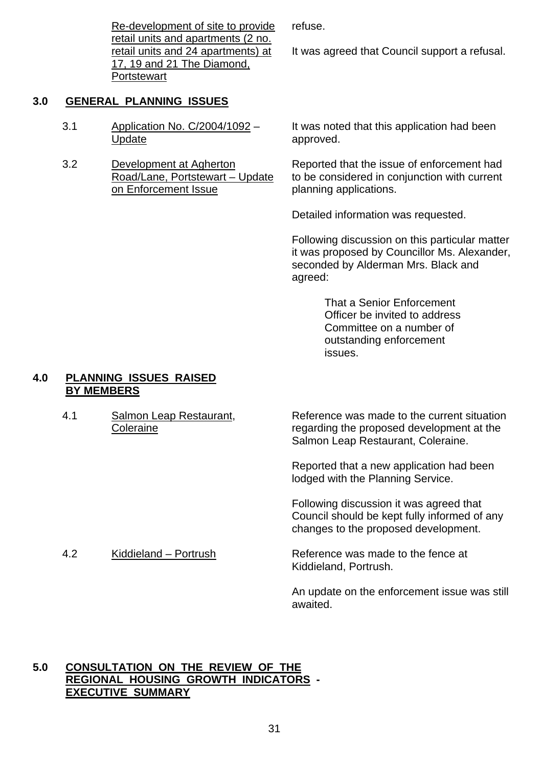| | |
|---|---|
| Re-development of site to provide retail units and apartments (2 no. retail units and 24 apartments) at 17, 19 and 21 The Diamond, Portstewart | refuse.<br><br>It was agreed that Council support a refusal. |

## 3.0 GENERAL PLANNING ISSUES

| | | |
|---|---|---|
| 3.1 | Application No. C/2004/1092 – Update | It was noted that this application had been approved. |
| 3.2 | Development at Agherton Road/Lane, Portstewart – Update on Enforcement Issue | Reported that the issue of enforcement had to be considered in conjunction with current planning applications.<br><br>Detailed information was requested.<br><br>Following discussion on this particular matter it was proposed by Councillor Ms. Alexander, seconded by Alderman Mrs. Black and agreed:<br><br>That a Senior Enforcement Officer be invited to address Committee on a number of outstanding enforcement issues. |

## 4.0 PLANNING ISSUES RAISED BY MEMBERS

| | | |
|---|---|---|
| 4.1 | Salmon Leap Restaurant, Coleraine | Reference was made to the current situation regarding the proposed development at the Salmon Leap Restaurant, Coleraine.<br><br>Reported that a new application had been lodged with the Planning Service.<br><br>Following discussion it was agreed that Council should be kept fully informed of any changes to the proposed development. |
| 4.2 | Kiddieland – Portrush | Reference was made to the fence at Kiddieland, Portrush.<br><br>An update on the enforcement issue was still awaited. |

## 5.0 CONSULTATION ON THE REVIEW OF THE REGIONAL HOUSING GROWTH INDICATORS - EXECUTIVE SUMMARY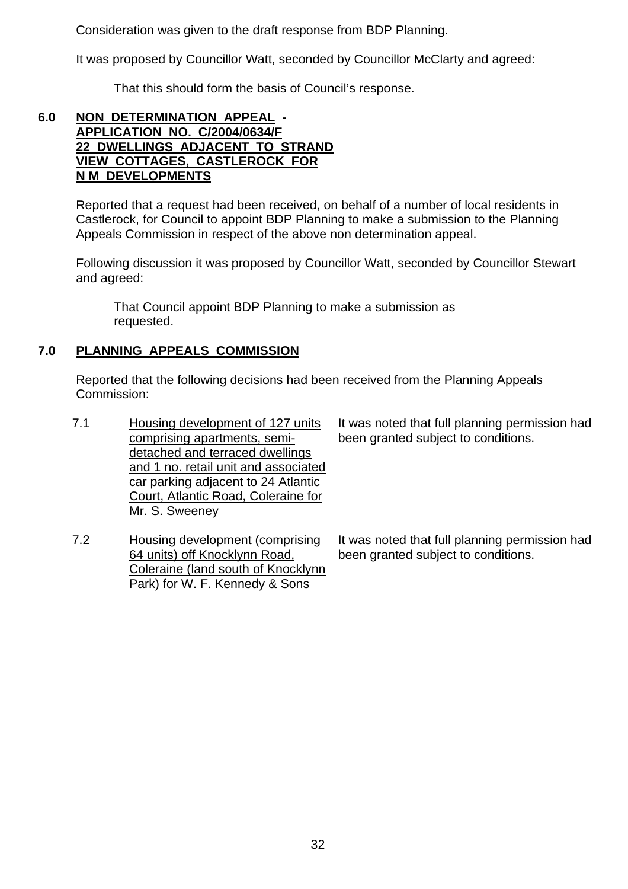Consideration was given to the draft response from BDP Planning.

It was proposed by Councillor Watt, seconded by Councillor McClarty and agreed:

> That this should form the basis of Council's response.

## 6.0 NON DETERMINATION APPEAL - APPLICATION NO. C/2004/0634/F 22 DWELLINGS ADJACENT TO STRAND VIEW COTTAGES, CASTLEROCK FOR N M DEVELOPMENTS

Reported that a request had been received, on behalf of a number of local residents in Castlerock, for Council to appoint BDP Planning to make a submission to the Planning Appeals Commission in respect of the above non determination appeal.

Following discussion it was proposed by Councillor Watt, seconded by Councillor Stewart and agreed:

> That Council appoint BDP Planning to make a submission as requested.

## 7.0 PLANNING APPEALS COMMISSION

Reported that the following decisions had been received from the Planning Appeals Commission:

| | | |
|---|---|---|
| 7.1 | Housing development of 127 units comprising apartments, semi-detached and terraced dwellings and 1 no. retail unit and associated car parking adjacent to 24 Atlantic Court, Atlantic Road, Coleraine for Mr. S. Sweeney | It was noted that full planning permission had been granted subject to conditions. |
| 7.2 | Housing development (comprising 64 units) off Knocklynn Road, Coleraine (land south of Knocklynn Park) for W. F. Kennedy & Sons | It was noted that full planning permission had been granted subject to conditions. |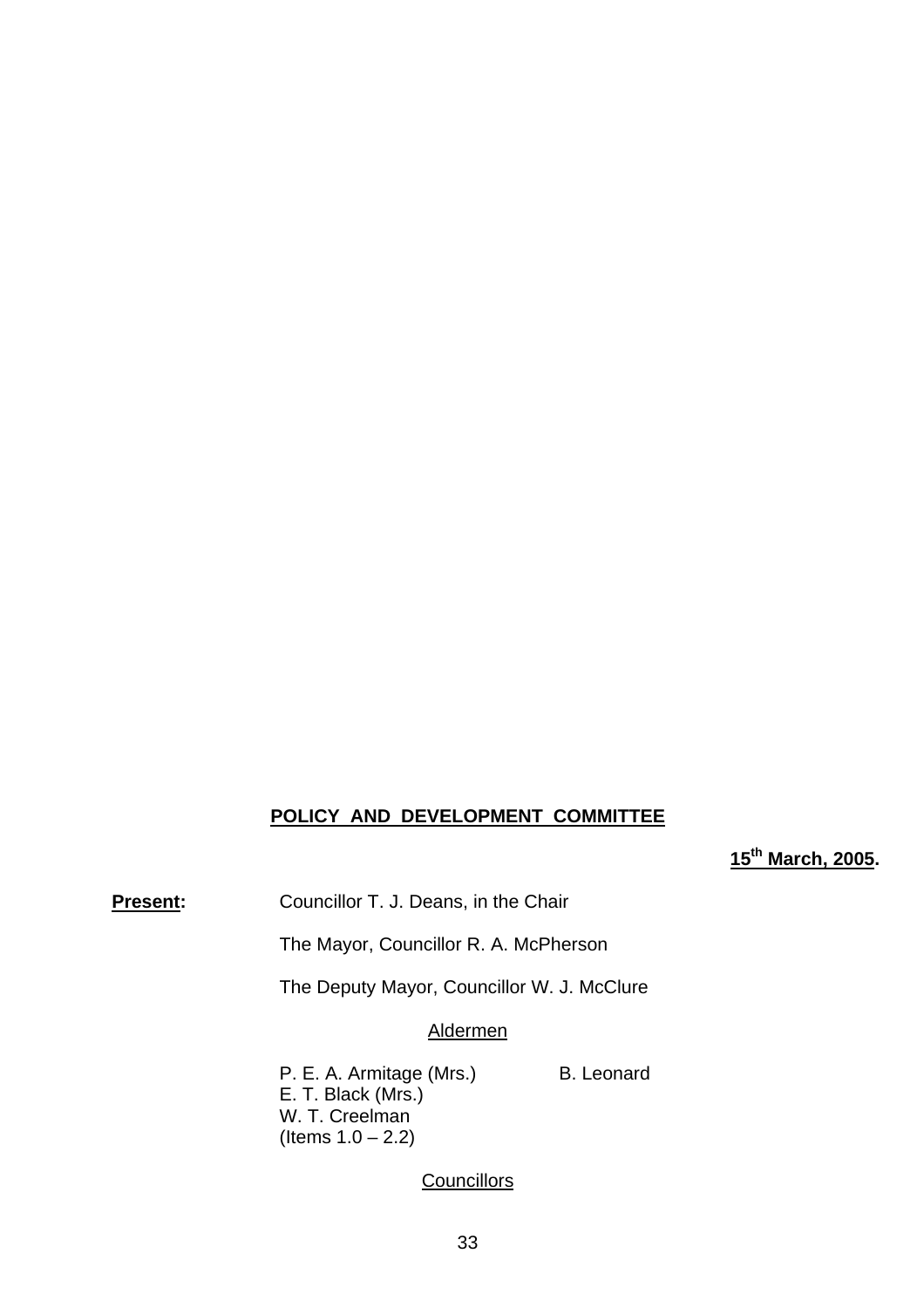**POLICY AND DEVELOPMENT COMMITTEE**

**15th March, 2005.**

**Present:** Councillor T. J. Deans, in the Chair

The Mayor, Councillor R. A. McPherson

The Deputy Mayor, Councillor W. J. McClure

Aldermen

P. E. A. Armitage (Mrs.)
E. T. Black (Mrs.)
W. T. Creelman
(Items 1.0 – 2.2)
B. Leonard

Councillors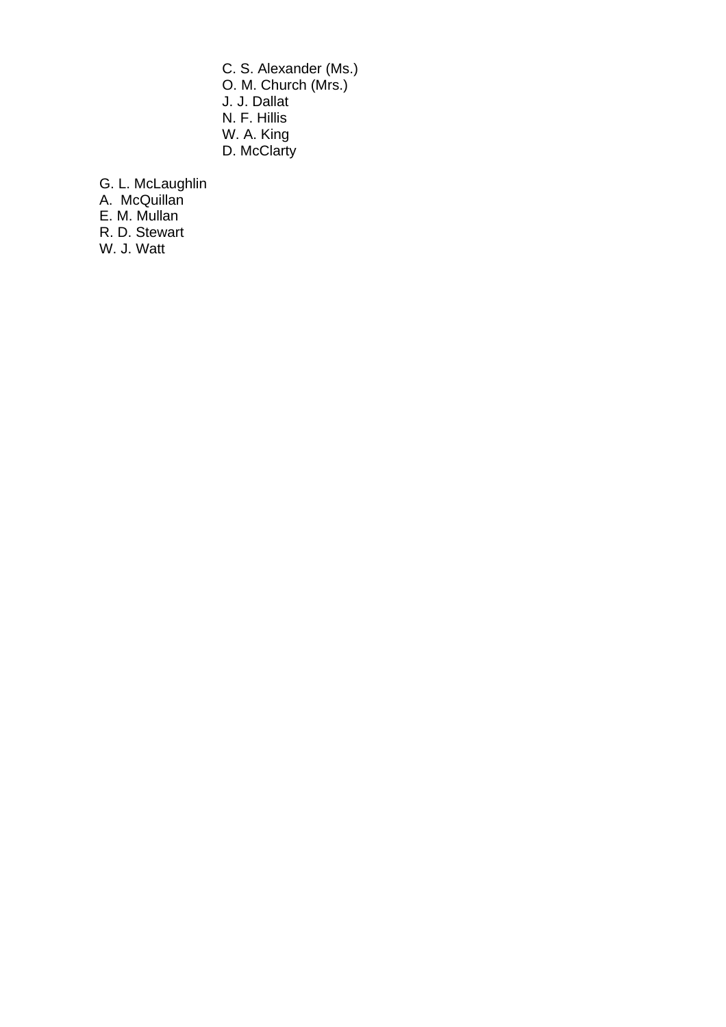C. S. Alexander (Ms.)
O. M. Church (Mrs.)
J. J. Dallat
N. F. Hillis
W. A. King
D. McClarty

G. L. McLaughlin
A. McQuillan
E. M. Mullan
R. D. Stewart
W. J. Watt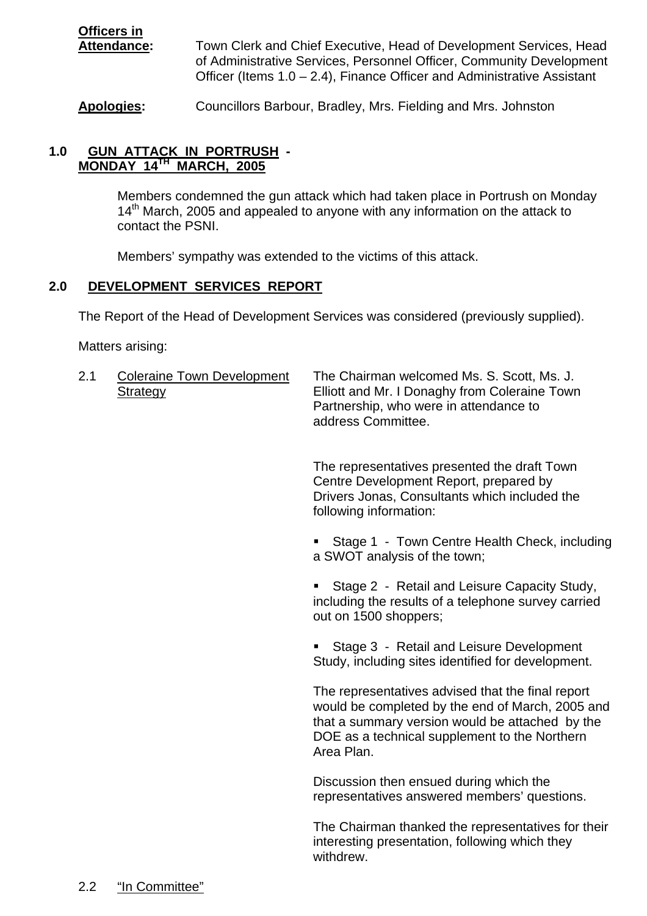**Officers in Attendance:** Town Clerk and Chief Executive, Head of Development Services, Head of Administrative Services, Personnel Officer, Community Development Officer (Items 1.0 – 2.4), Finance Officer and Administrative Assistant

**Apologies:** Councillors Barbour, Bradley, Mrs. Fielding and Mrs. Johnston

## 1.0 GUN ATTACK IN PORTRUSH - MONDAY 14TH MARCH, 2005

Members condemned the gun attack which had taken place in Portrush on Monday 14th March, 2005 and appealed to anyone with any information on the attack to contact the PSNI.

Members' sympathy was extended to the victims of this attack.

## 2.0 DEVELOPMENT SERVICES REPORT

The Report of the Head of Development Services was considered (previously supplied).

Matters arising:

2.1 Coleraine Town Development Strategy

The Chairman welcomed Ms. S. Scott, Ms. J. Elliott and Mr. I Donaghy from Coleraine Town Partnership, who were in attendance to address Committee.

The representatives presented the draft Town Centre Development Report, prepared by Drivers Jonas, Consultants which included the following information:

- Stage 1 - Town Centre Health Check, including a SWOT analysis of the town;
- Stage 2 - Retail and Leisure Capacity Study, including the results of a telephone survey carried out on 1500 shoppers;
- Stage 3 - Retail and Leisure Development Study, including sites identified for development.

The representatives advised that the final report would be completed by the end of March, 2005 and that a summary version would be attached by the DOE as a technical supplement to the Northern Area Plan.

Discussion then ensued during which the representatives answered members' questions.

The Chairman thanked the representatives for their interesting presentation, following which they withdrew.

2.2 "In Committee"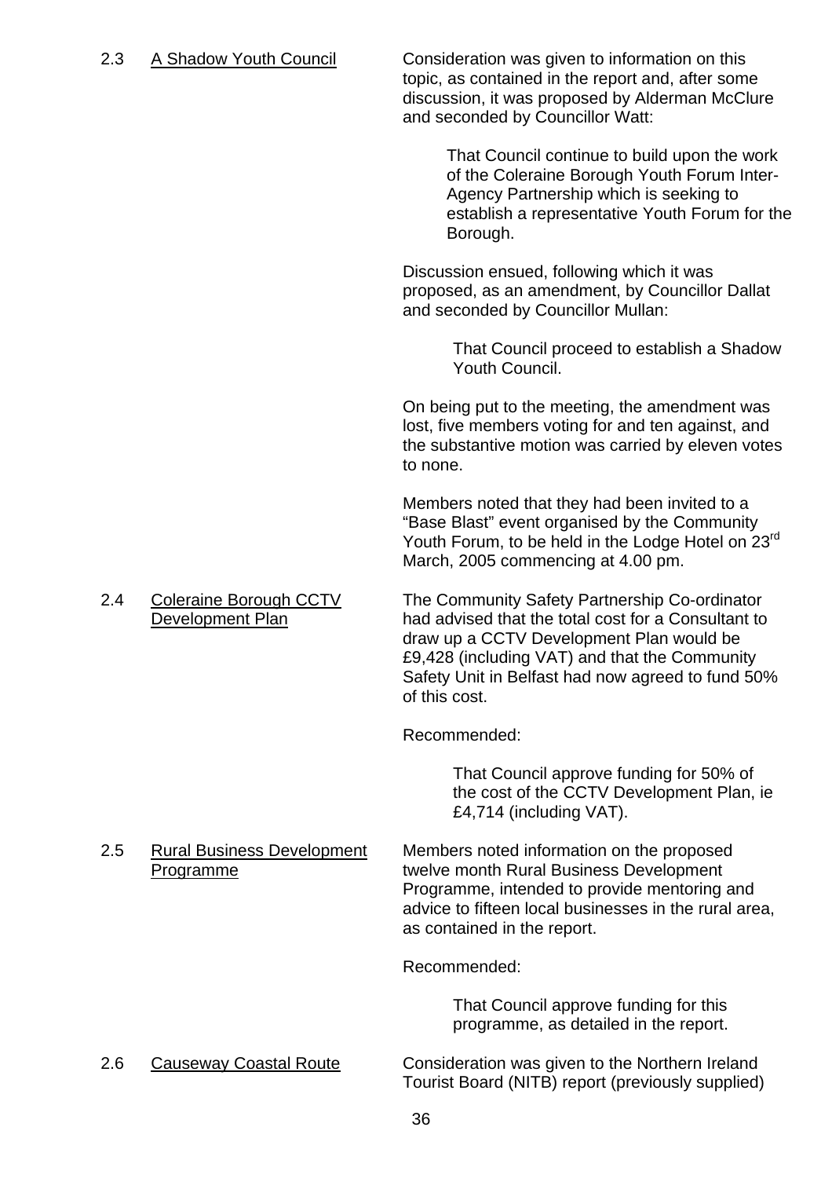2.3 <u>A Shadow Youth Council</u>

Consideration was given to information on this topic, as contained in the report and, after some discussion, it was proposed by Alderman McClure and seconded by Councillor Watt:

> That Council continue to build upon the work of the Coleraine Borough Youth Forum Inter-Agency Partnership which is seeking to establish a representative Youth Forum for the Borough.

Discussion ensued, following which it was proposed, as an amendment, by Councillor Dallat and seconded by Councillor Mullan:

> That Council proceed to establish a Shadow Youth Council.

On being put to the meeting, the amendment was lost, five members voting for and ten against, and the substantive motion was carried by eleven votes to none.

Members noted that they had been invited to a "Base Blast" event organised by the Community Youth Forum, to be held in the Lodge Hotel on 23rd March, 2005 commencing at 4.00 pm.

2.4 <u>Coleraine Borough CCTV Development Plan</u>

The Community Safety Partnership Co-ordinator had advised that the total cost for a Consultant to draw up a CCTV Development Plan would be £9,428 (including VAT) and that the Community Safety Unit in Belfast had now agreed to fund 50% of this cost.

Recommended:

> That Council approve funding for 50% of the cost of the CCTV Development Plan, ie £4,714 (including VAT).

2.5 <u>Rural Business Development Programme</u>

Members noted information on the proposed twelve month Rural Business Development Programme, intended to provide mentoring and advice to fifteen local businesses in the rural area, as contained in the report.

Recommended:

> That Council approve funding for this programme, as detailed in the report.

2.6 <u>Causeway Coastal Route</u>

Consideration was given to the Northern Ireland Tourist Board (NITB) report (previously supplied)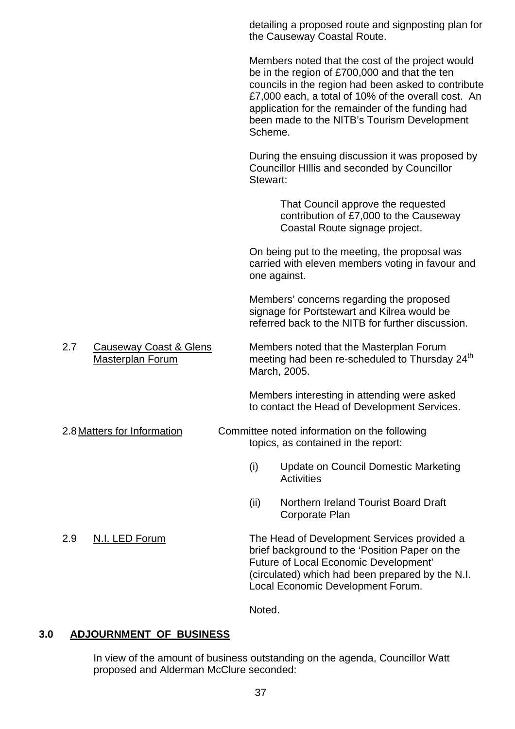detailing a proposed route and signposting plan for the Causeway Coastal Route.

Members noted that the cost of the project would be in the region of £700,000 and that the ten councils in the region had been asked to contribute £7,000 each, a total of 10% of the overall cost. An application for the remainder of the funding had been made to the NITB's Tourism Development Scheme.

During the ensuing discussion it was proposed by Councillor HIllis and seconded by Councillor Stewart:

> That Council approve the requested contribution of £7,000 to the Causeway Coastal Route signage project.

On being put to the meeting, the proposal was carried with eleven members voting in favour and one against.

Members' concerns regarding the proposed signage for Portstewart and Kilrea would be referred back to the NITB for further discussion.

2.7 Causeway Coast & Glens Masterplan Forum

Members noted that the Masterplan Forum meeting had been re-scheduled to Thursday 24th March, 2005.

Members interesting in attending were asked to contact the Head of Development Services.

2.8 Matters for Information

Committee noted information on the following topics, as contained in the report:

(i) Update on Council Domestic Marketing Activities

(ii) Northern Ireland Tourist Board Draft Corporate Plan

2.9 N.I. LED Forum

The Head of Development Services provided a brief background to the 'Position Paper on the Future of Local Economic Development' (circulated) which had been prepared by the N.I. Local Economic Development Forum.

Noted.

## 3.0 ADJOURNMENT OF BUSINESS

In view of the amount of business outstanding on the agenda, Councillor Watt proposed and Alderman McClure seconded: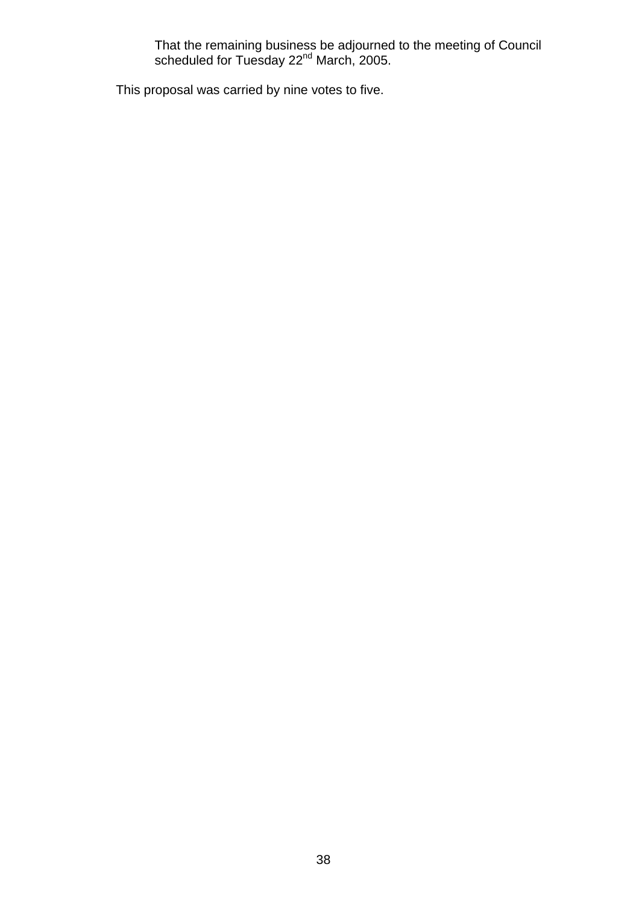That the remaining business be adjourned to the meeting of Council scheduled for Tuesday 22nd March, 2005.

This proposal was carried by nine votes to five.